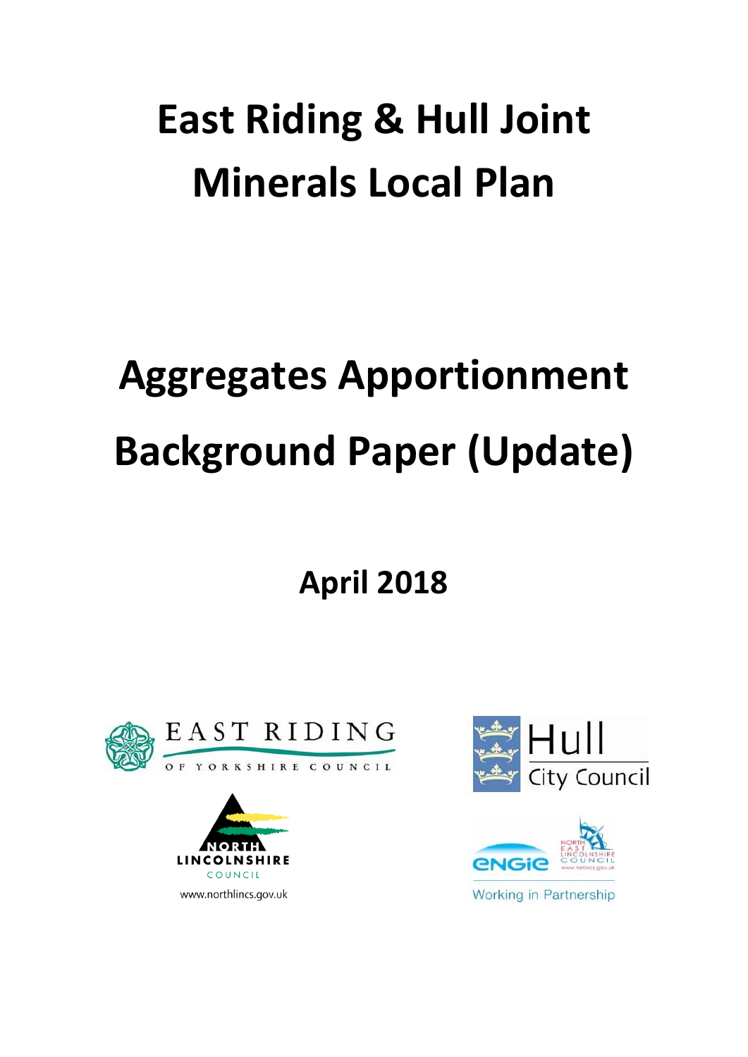# East Riding & Hull Joint Minerals Local Plan

# Aggregates Apportionment Background Paper (Update)

## April 2018

EAST RIDING OF YORKSHIRE COUNCIL

Hull City Council

NORTH LINCOLNSHIRE COUNCIL

www.northlincs.gov.uk

ENGIE NORTH EAST LINCOLNSHIRE COUNCIL www.nelincs.gov.uk

Working in Partnership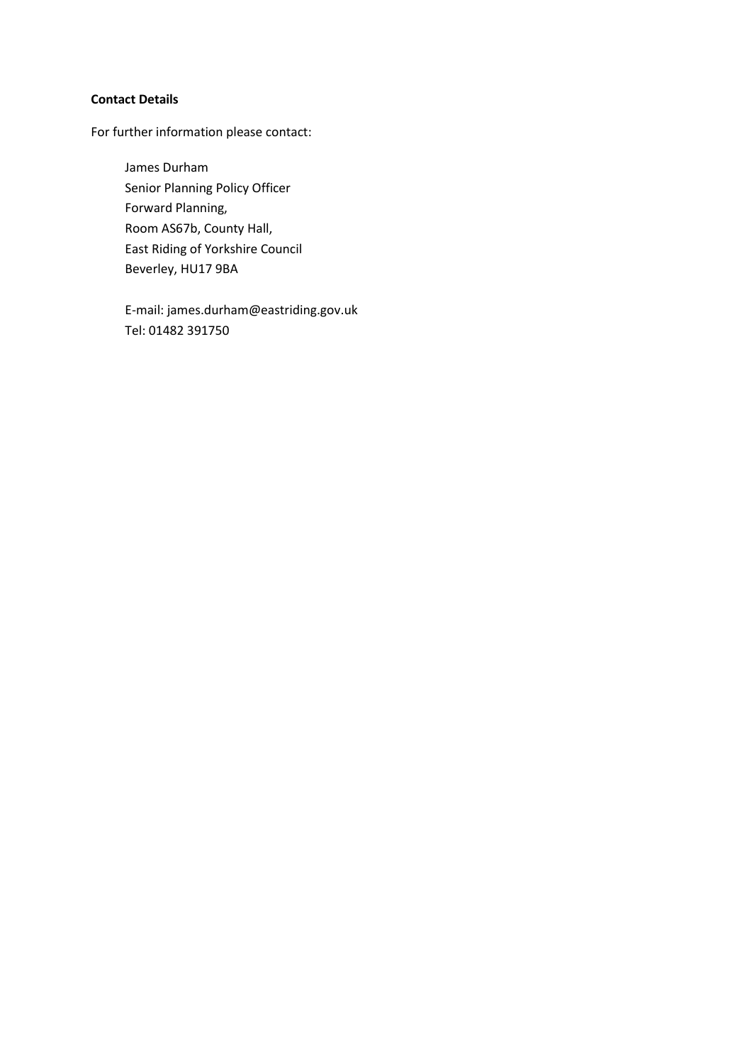**Contact Details**

For further information please contact:

James Durham
Senior Planning Policy Officer
Forward Planning,
Room AS67b, County Hall,
East Riding of Yorkshire Council
Beverley, HU17 9BA

E-mail: james.durham@eastriding.gov.uk
Tel: 01482 391750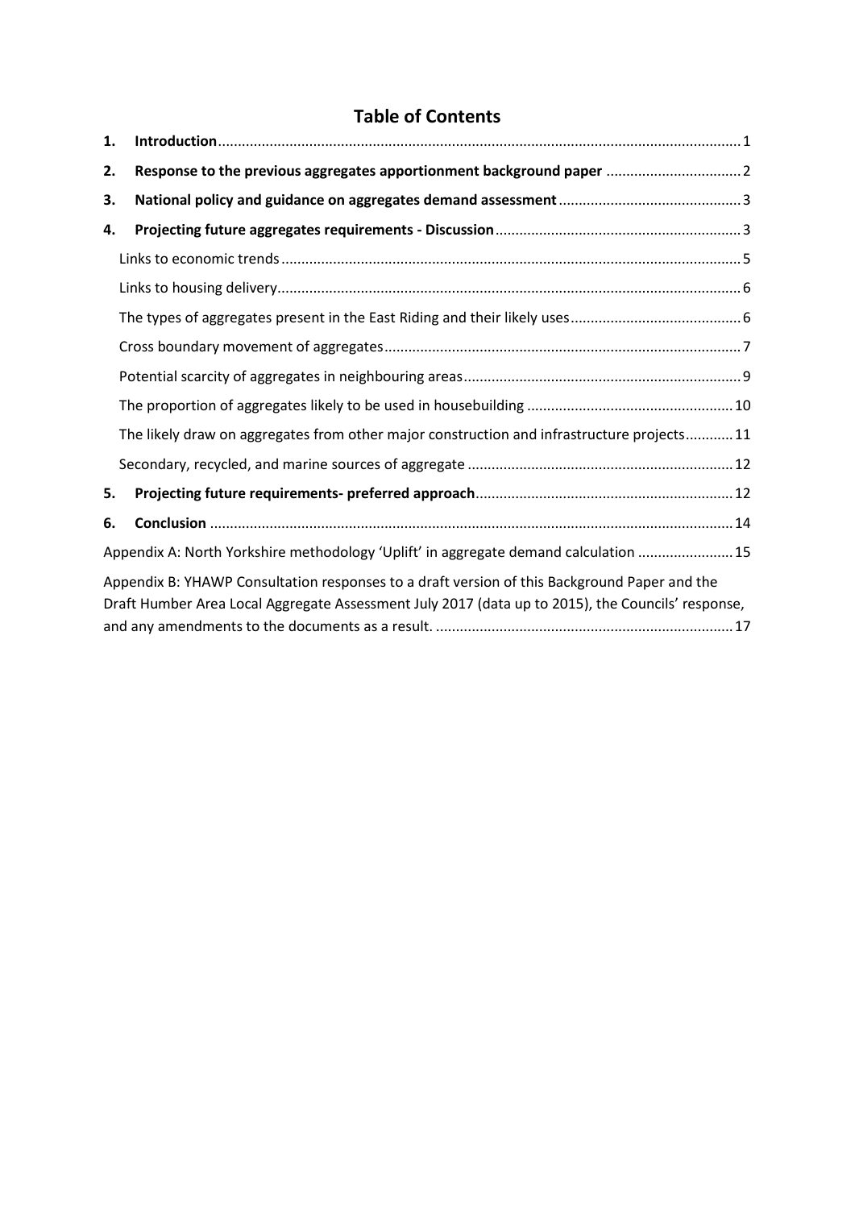# Table of Contents

1. **Introduction** .......... 1
2. **Response to the previous aggregates apportionment background paper** .......... 2
3. **National policy and guidance on aggregates demand assessment** .......... 3
4. **Projecting future aggregates requirements - Discussion** .......... 3
   - Links to economic trends .......... 5
   - Links to housing delivery .......... 6
   - The types of aggregates present in the East Riding and their likely uses .......... 6
   - Cross boundary movement of aggregates .......... 7
   - Potential scarcity of aggregates in neighbouring areas .......... 9
   - The proportion of aggregates likely to be used in housebuilding .......... 10
   - The likely draw on aggregates from other major construction and infrastructure projects .......... 11
   - Secondary, recycled, and marine sources of aggregate .......... 12
5. **Projecting future requirements- preferred approach** .......... 12
6. **Conclusion** .......... 14

Appendix A: North Yorkshire methodology 'Uplift' in aggregate demand calculation .......... 15

Appendix B: YHAWP Consultation responses to a draft version of this Background Paper and the Draft Humber Area Local Aggregate Assessment July 2017 (data up to 2015), the Councils' response, and any amendments to the documents as a result. .......... 17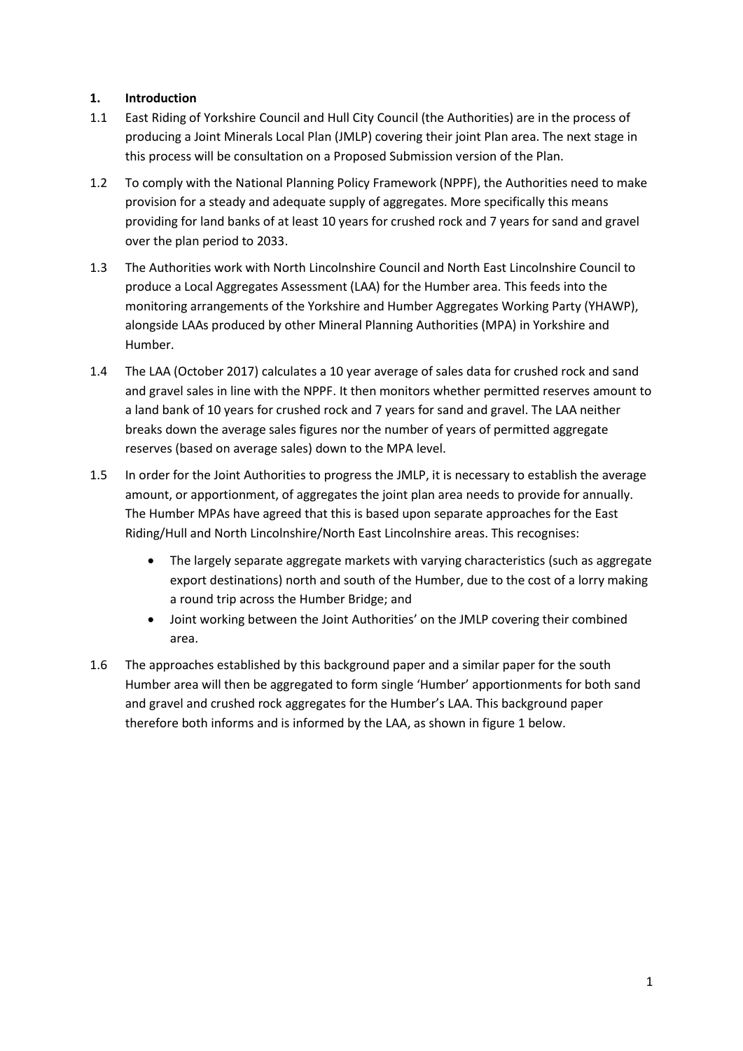## 1. Introduction

1.1 East Riding of Yorkshire Council and Hull City Council (the Authorities) are in the process of producing a Joint Minerals Local Plan (JMLP) covering their joint Plan area. The next stage in this process will be consultation on a Proposed Submission version of the Plan.

1.2 To comply with the National Planning Policy Framework (NPPF), the Authorities need to make provision for a steady and adequate supply of aggregates. More specifically this means providing for land banks of at least 10 years for crushed rock and 7 years for sand and gravel over the plan period to 2033.

1.3 The Authorities work with North Lincolnshire Council and North East Lincolnshire Council to produce a Local Aggregates Assessment (LAA) for the Humber area. This feeds into the monitoring arrangements of the Yorkshire and Humber Aggregates Working Party (YHAWP), alongside LAAs produced by other Mineral Planning Authorities (MPA) in Yorkshire and Humber.

1.4 The LAA (October 2017) calculates a 10 year average of sales data for crushed rock and sand and gravel sales in line with the NPPF. It then monitors whether permitted reserves amount to a land bank of 10 years for crushed rock and 7 years for sand and gravel. The LAA neither breaks down the average sales figures nor the number of years of permitted aggregate reserves (based on average sales) down to the MPA level.

1.5 In order for the Joint Authorities to progress the JMLP, it is necessary to establish the average amount, or apportionment, of aggregates the joint plan area needs to provide for annually. The Humber MPAs have agreed that this is based upon separate approaches for the East Riding/Hull and North Lincolnshire/North East Lincolnshire areas. This recognises:

- The largely separate aggregate markets with varying characteristics (such as aggregate export destinations) north and south of the Humber, due to the cost of a lorry making a round trip across the Humber Bridge; and
- Joint working between the Joint Authorities' on the JMLP covering their combined area.

1.6 The approaches established by this background paper and a similar paper for the south Humber area will then be aggregated to form single 'Humber' apportionments for both sand and gravel and crushed rock aggregates for the Humber's LAA. This background paper therefore both informs and is informed by the LAA, as shown in figure 1 below.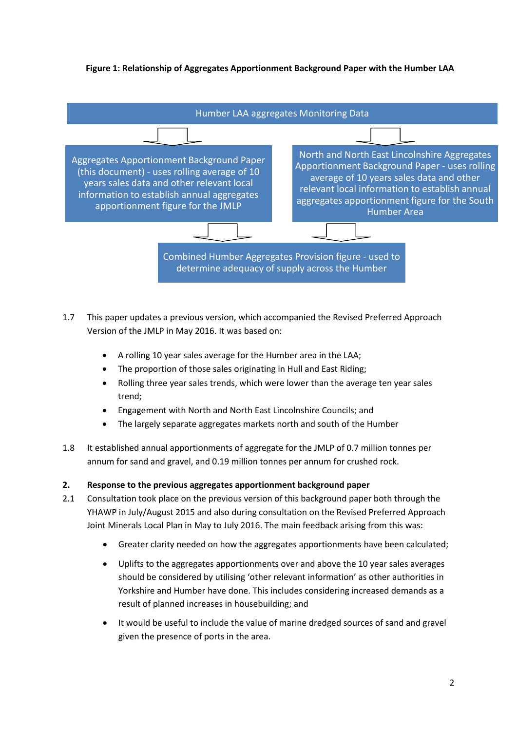**Figure 1: Relationship of Aggregates Apportionment Background Paper with the Humber LAA**

Humber LAA aggregates Monitoring Data

Aggregates Apportionment Background Paper (this document) - uses rolling average of 10 years sales data and other relevant local information to establish annual aggregates apportionment figure for the JMLP

North and North East Lincolnshire Aggregates Apportionment Background Paper - uses rolling average of 10 years sales data and other relevant local information to establish annual aggregates apportionment figure for the South Humber Area

Combined Humber Aggregates Provision figure - used to determine adequacy of supply across the Humber

1.7 This paper updates a previous version, which accompanied the Revised Preferred Approach Version of the JMLP in May 2016. It was based on:

- A rolling 10 year sales average for the Humber area in the LAA;
- The proportion of those sales originating in Hull and East Riding;
- Rolling three year sales trends, which were lower than the average ten year sales trend;
- Engagement with North and North East Lincolnshire Councils; and
- The largely separate aggregates markets north and south of the Humber

1.8 It established annual apportionments of aggregate for the JMLP of 0.7 million tonnes per annum for sand and gravel, and 0.19 million tonnes per annum for crushed rock.

## 2. Response to the previous aggregates apportionment background paper

2.1 Consultation took place on the previous version of this background paper both through the YHAWP in July/August 2015 and also during consultation on the Revised Preferred Approach Joint Minerals Local Plan in May to July 2016. The main feedback arising from this was:

- Greater clarity needed on how the aggregates apportionments have been calculated;
- Uplifts to the aggregates apportionments over and above the 10 year sales averages should be considered by utilising 'other relevant information' as other authorities in Yorkshire and Humber have done. This includes considering increased demands as a result of planned increases in housebuilding; and
- It would be useful to include the value of marine dredged sources of sand and gravel given the presence of ports in the area.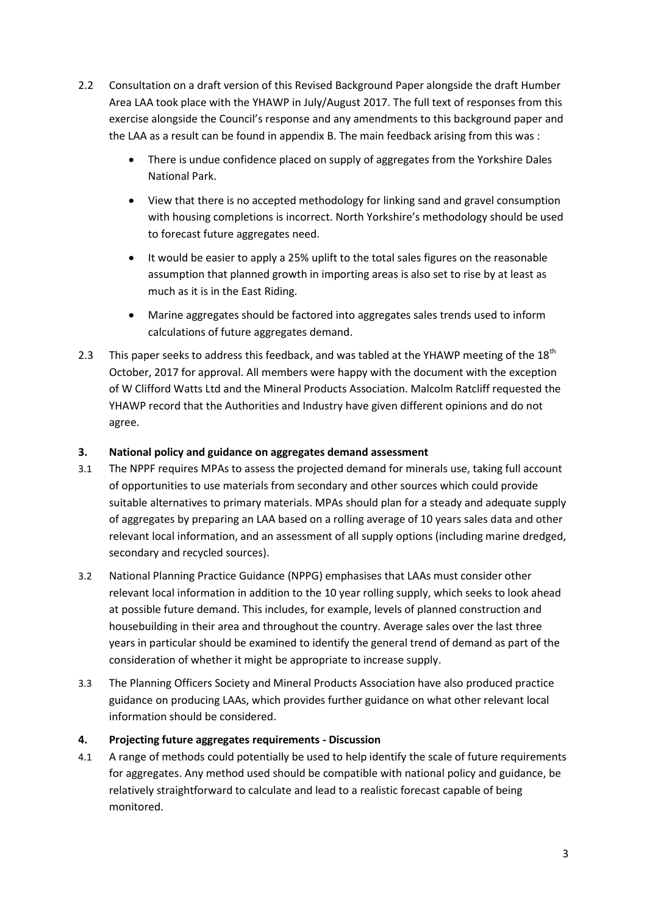2.2 Consultation on a draft version of this Revised Background Paper alongside the draft Humber Area LAA took place with the YHAWP in July/August 2017. The full text of responses from this exercise alongside the Council's response and any amendments to this background paper and the LAA as a result can be found in appendix B. The main feedback arising from this was :

- There is undue confidence placed on supply of aggregates from the Yorkshire Dales National Park.
- View that there is no accepted methodology for linking sand and gravel consumption with housing completions is incorrect. North Yorkshire's methodology should be used to forecast future aggregates need.
- It would be easier to apply a 25% uplift to the total sales figures on the reasonable assumption that planned growth in importing areas is also set to rise by at least as much as it is in the East Riding.
- Marine aggregates should be factored into aggregates sales trends used to inform calculations of future aggregates demand.

2.3 This paper seeks to address this feedback, and was tabled at the YHAWP meeting of the 18th October, 2017 for approval. All members were happy with the document with the exception of W Clifford Watts Ltd and the Mineral Products Association. Malcolm Ratcliff requested the YHAWP record that the Authorities and Industry have given different opinions and do not agree.

## 3. National policy and guidance on aggregates demand assessment

3.1 The NPPF requires MPAs to assess the projected demand for minerals use, taking full account of opportunities to use materials from secondary and other sources which could provide suitable alternatives to primary materials. MPAs should plan for a steady and adequate supply of aggregates by preparing an LAA based on a rolling average of 10 years sales data and other relevant local information, and an assessment of all supply options (including marine dredged, secondary and recycled sources).

3.2 National Planning Practice Guidance (NPPG) emphasises that LAAs must consider other relevant local information in addition to the 10 year rolling supply, which seeks to look ahead at possible future demand. This includes, for example, levels of planned construction and housebuilding in their area and throughout the country. Average sales over the last three years in particular should be examined to identify the general trend of demand as part of the consideration of whether it might be appropriate to increase supply.

3.3 The Planning Officers Society and Mineral Products Association have also produced practice guidance on producing LAAs, which provides further guidance on what other relevant local information should be considered.

## 4. Projecting future aggregates requirements - Discussion

4.1 A range of methods could potentially be used to help identify the scale of future requirements for aggregates. Any method used should be compatible with national policy and guidance, be relatively straightforward to calculate and lead to a realistic forecast capable of being monitored.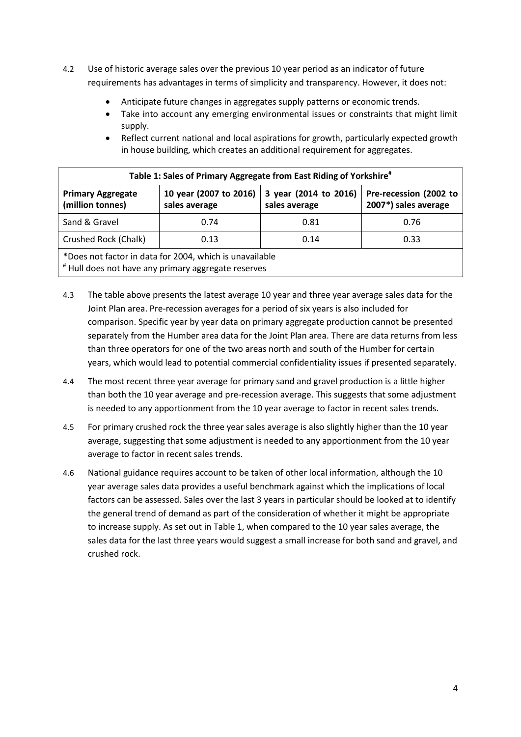4.2 Use of historic average sales over the previous 10 year period as an indicator of future requirements has advantages in terms of simplicity and transparency. However, it does not:

- Anticipate future changes in aggregates supply patterns or economic trends.
- Take into account any emerging environmental issues or constraints that might limit supply.
- Reflect current national and local aspirations for growth, particularly expected growth in house building, which creates an additional requirement for aggregates.

**Table 1: Sales of Primary Aggregate from East Riding of Yorkshire#**

| Primary Aggregate (million tonnes) | 10 year (2007 to 2016) sales average | 3 year (2014 to 2016) sales average | Pre-recession (2002 to 2007*) sales average |
|---|---|---|---|
| Sand & Gravel | 0.74 | 0.81 | 0.76 |
| Crushed Rock (Chalk) | 0.13 | 0.14 | 0.33 |

*Does not factor in data for 2004, which is unavailable
# Hull does not have any primary aggregate reserves

4.3 The table above presents the latest average 10 year and three year average sales data for the Joint Plan area. Pre-recession averages for a period of six years is also included for comparison. Specific year by year data on primary aggregate production cannot be presented separately from the Humber area data for the Joint Plan area. There are data returns from less than three operators for one of the two areas north and south of the Humber for certain years, which would lead to potential commercial confidentiality issues if presented separately.

4.4 The most recent three year average for primary sand and gravel production is a little higher than both the 10 year average and pre-recession average. This suggests that some adjustment is needed to any apportionment from the 10 year average to factor in recent sales trends.

4.5 For primary crushed rock the three year sales average is also slightly higher than the 10 year average, suggesting that some adjustment is needed to any apportionment from the 10 year average to factor in recent sales trends.

4.6 National guidance requires account to be taken of other local information, although the 10 year average sales data provides a useful benchmark against which the implications of local factors can be assessed. Sales over the last 3 years in particular should be looked at to identify the general trend of demand as part of the consideration of whether it might be appropriate to increase supply. As set out in Table 1, when compared to the 10 year sales average, the sales data for the last three years would suggest a small increase for both sand and gravel, and crushed rock.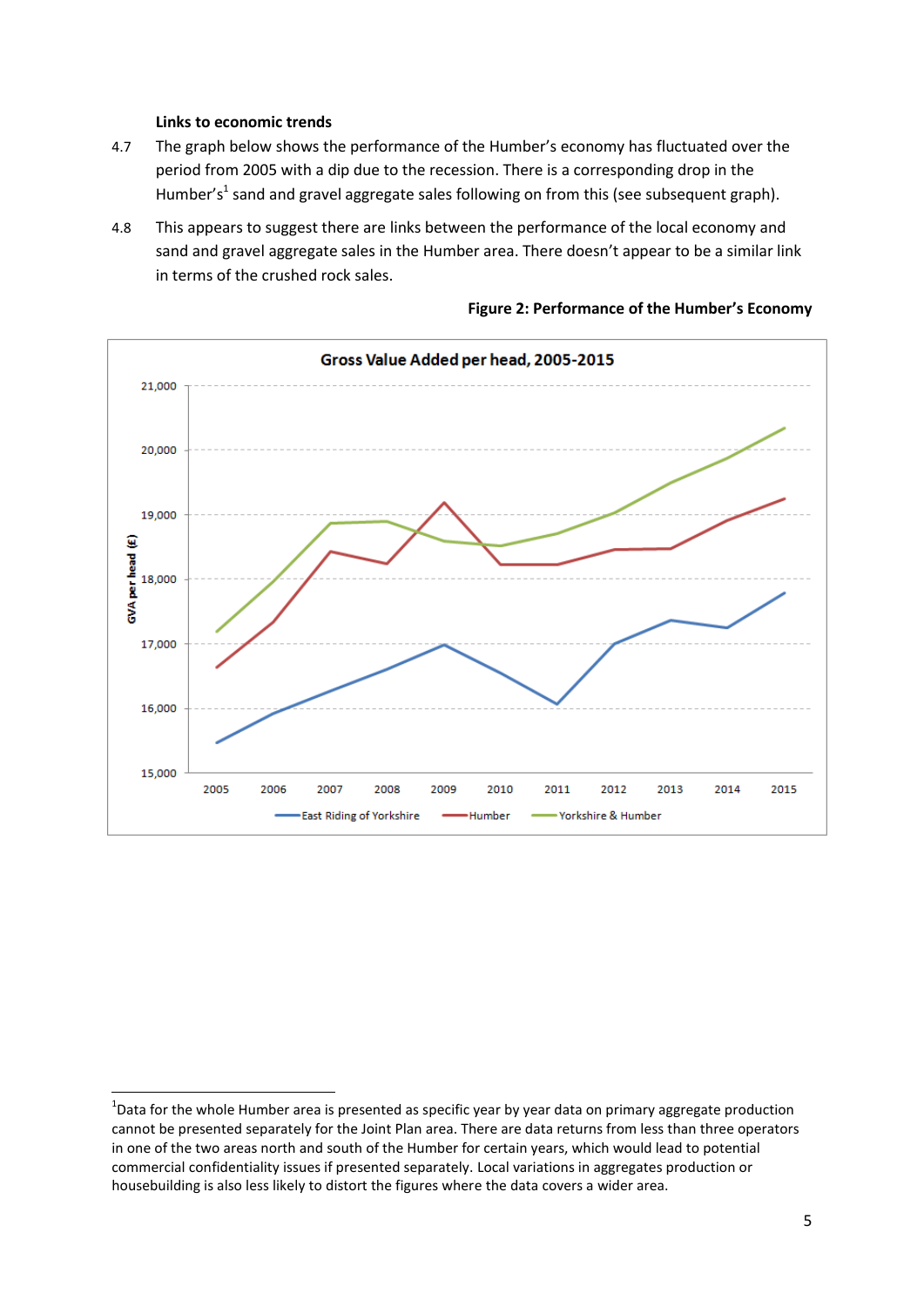### Links to economic trends

4.7 The graph below shows the performance of the Humber's economy has fluctuated over the period from 2005 with a dip due to the recession. There is a corresponding drop in the Humber's[1] sand and gravel aggregate sales following on from this (see subsequent graph).

4.8 This appears to suggest there are links between the performance of the local economy and sand and gravel aggregate sales in the Humber area. There doesn't appear to be a similar link in terms of the crushed rock sales.

**Figure 2: Performance of the Humber's Economy**

[1] Data for the whole Humber area is presented as specific year by year data on primary aggregate production cannot be presented separately for the Joint Plan area. There are data returns from less than three operators in one of the two areas north and south of the Humber for certain years, which would lead to potential commercial confidentiality issues if presented separately. Local variations in aggregates production or housebuilding is also less likely to distort the figures where the data covers a wider area.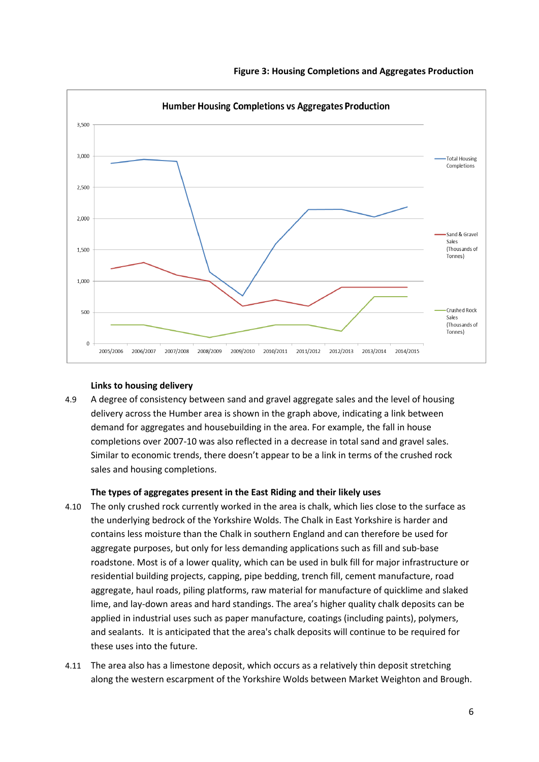**Figure 3: Housing Completions and Aggregates Production**

### Links to housing delivery

4.9 A degree of consistency between sand and gravel aggregate sales and the level of housing delivery across the Humber area is shown in the graph above, indicating a link between demand for aggregates and housebuilding in the area. For example, the fall in house completions over 2007-10 was also reflected in a decrease in total sand and gravel sales. Similar to economic trends, there doesn't appear to be a link in terms of the crushed rock sales and housing completions.

### The types of aggregates present in the East Riding and their likely uses

4.10 The only crushed rock currently worked in the area is chalk, which lies close to the surface as the underlying bedrock of the Yorkshire Wolds. The Chalk in East Yorkshire is harder and contains less moisture than the Chalk in southern England and can therefore be used for aggregate purposes, but only for less demanding applications such as fill and sub-base roadstone. Most is of a lower quality, which can be used in bulk fill for major infrastructure or residential building projects, capping, pipe bedding, trench fill, cement manufacture, road aggregate, haul roads, piling platforms, raw material for manufacture of quicklime and slaked lime, and lay-down areas and hard standings. The area's higher quality chalk deposits can be applied in industrial uses such as paper manufacture, coatings (including paints), polymers, and sealants. It is anticipated that the area's chalk deposits will continue to be required for these uses into the future.

4.11 The area also has a limestone deposit, which occurs as a relatively thin deposit stretching along the western escarpment of the Yorkshire Wolds between Market Weighton and Brough.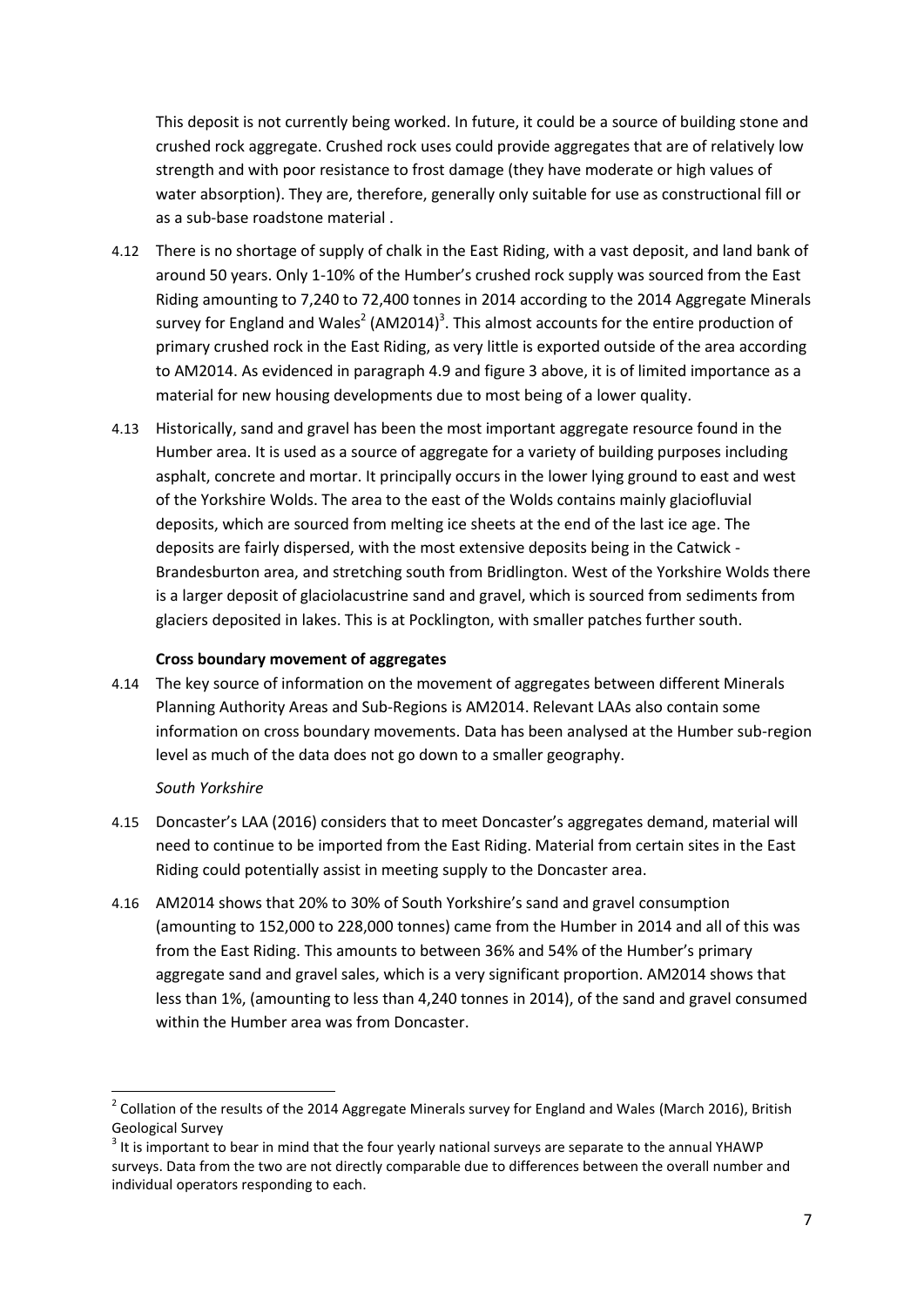This deposit is not currently being worked. In future, it could be a source of building stone and crushed rock aggregate. Crushed rock uses could provide aggregates that are of relatively low strength and with poor resistance to frost damage (they have moderate or high values of water absorption). They are, therefore, generally only suitable for use as constructional fill or as a sub-base roadstone material .

4.12 There is no shortage of supply of chalk in the East Riding, with a vast deposit, and land bank of around 50 years. Only 1-10% of the Humber's crushed rock supply was sourced from the East Riding amounting to 7,240 to 72,400 tonnes in 2014 according to the 2014 Aggregate Minerals survey for England and Wales[2] (AM2014)[3]. This almost accounts for the entire production of primary crushed rock in the East Riding, as very little is exported outside of the area according to AM2014. As evidenced in paragraph 4.9 and figure 3 above, it is of limited importance as a material for new housing developments due to most being of a lower quality.

4.13 Historically, sand and gravel has been the most important aggregate resource found in the Humber area. It is used as a source of aggregate for a variety of building purposes including asphalt, concrete and mortar. It principally occurs in the lower lying ground to east and west of the Yorkshire Wolds. The area to the east of the Wolds contains mainly glaciofluvial deposits, which are sourced from melting ice sheets at the end of the last ice age. The deposits are fairly dispersed, with the most extensive deposits being in the Catwick - Brandesburton area, and stretching south from Bridlington. West of the Yorkshire Wolds there is a larger deposit of glaciolacustrine sand and gravel, which is sourced from sediments from glaciers deposited in lakes. This is at Pocklington, with smaller patches further south.

**Cross boundary movement of aggregates**

4.14 The key source of information on the movement of aggregates between different Minerals Planning Authority Areas and Sub-Regions is AM2014. Relevant LAAs also contain some information on cross boundary movements. Data has been analysed at the Humber sub-region level as much of the data does not go down to a smaller geography.

*South Yorkshire*

4.15 Doncaster's LAA (2016) considers that to meet Doncaster's aggregates demand, material will need to continue to be imported from the East Riding. Material from certain sites in the East Riding could potentially assist in meeting supply to the Doncaster area.

4.16 AM2014 shows that 20% to 30% of South Yorkshire's sand and gravel consumption (amounting to 152,000 to 228,000 tonnes) came from the Humber in 2014 and all of this was from the East Riding. This amounts to between 36% and 54% of the Humber's primary aggregate sand and gravel sales, which is a very significant proportion. AM2014 shows that less than 1%, (amounting to less than 4,240 tonnes in 2014), of the sand and gravel consumed within the Humber area was from Doncaster.

---

[2] Collation of the results of the 2014 Aggregate Minerals survey for England and Wales (March 2016), British Geological Survey

[3] It is important to bear in mind that the four yearly national surveys are separate to the annual YHAWP surveys. Data from the two are not directly comparable due to differences between the overall number and individual operators responding to each.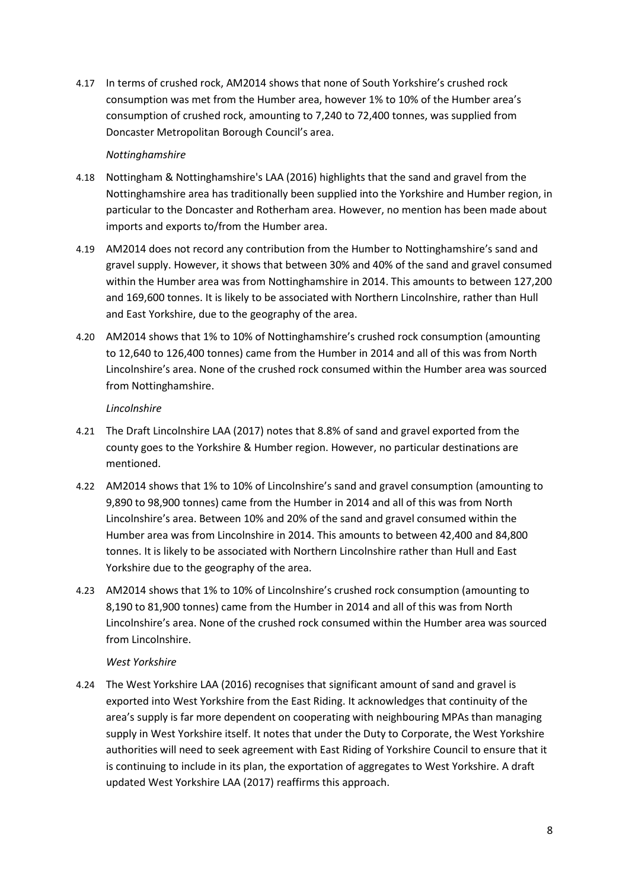4.17 In terms of crushed rock, AM2014 shows that none of South Yorkshire's crushed rock consumption was met from the Humber area, however 1% to 10% of the Humber area's consumption of crushed rock, amounting to 7,240 to 72,400 tonnes, was supplied from Doncaster Metropolitan Borough Council's area.

*Nottinghamshire*

4.18 Nottingham & Nottinghamshire's LAA (2016) highlights that the sand and gravel from the Nottinghamshire area has traditionally been supplied into the Yorkshire and Humber region, in particular to the Doncaster and Rotherham area. However, no mention has been made about imports and exports to/from the Humber area.

4.19 AM2014 does not record any contribution from the Humber to Nottinghamshire's sand and gravel supply. However, it shows that between 30% and 40% of the sand and gravel consumed within the Humber area was from Nottinghamshire in 2014. This amounts to between 127,200 and 169,600 tonnes. It is likely to be associated with Northern Lincolnshire, rather than Hull and East Yorkshire, due to the geography of the area.

4.20 AM2014 shows that 1% to 10% of Nottinghamshire's crushed rock consumption (amounting to 12,640 to 126,400 tonnes) came from the Humber in 2014 and all of this was from North Lincolnshire's area. None of the crushed rock consumed within the Humber area was sourced from Nottinghamshire.

*Lincolnshire*

4.21 The Draft Lincolnshire LAA (2017) notes that 8.8% of sand and gravel exported from the county goes to the Yorkshire & Humber region. However, no particular destinations are mentioned.

4.22 AM2014 shows that 1% to 10% of Lincolnshire's sand and gravel consumption (amounting to 9,890 to 98,900 tonnes) came from the Humber in 2014 and all of this was from North Lincolnshire's area. Between 10% and 20% of the sand and gravel consumed within the Humber area was from Lincolnshire in 2014. This amounts to between 42,400 and 84,800 tonnes. It is likely to be associated with Northern Lincolnshire rather than Hull and East Yorkshire due to the geography of the area.

4.23 AM2014 shows that 1% to 10% of Lincolnshire's crushed rock consumption (amounting to 8,190 to 81,900 tonnes) came from the Humber in 2014 and all of this was from North Lincolnshire's area. None of the crushed rock consumed within the Humber area was sourced from Lincolnshire.

*West Yorkshire*

4.24 The West Yorkshire LAA (2016) recognises that significant amount of sand and gravel is exported into West Yorkshire from the East Riding. It acknowledges that continuity of the area's supply is far more dependent on cooperating with neighbouring MPAs than managing supply in West Yorkshire itself. It notes that under the Duty to Corporate, the West Yorkshire authorities will need to seek agreement with East Riding of Yorkshire Council to ensure that it is continuing to include in its plan, the exportation of aggregates to West Yorkshire. A draft updated West Yorkshire LAA (2017) reaffirms this approach.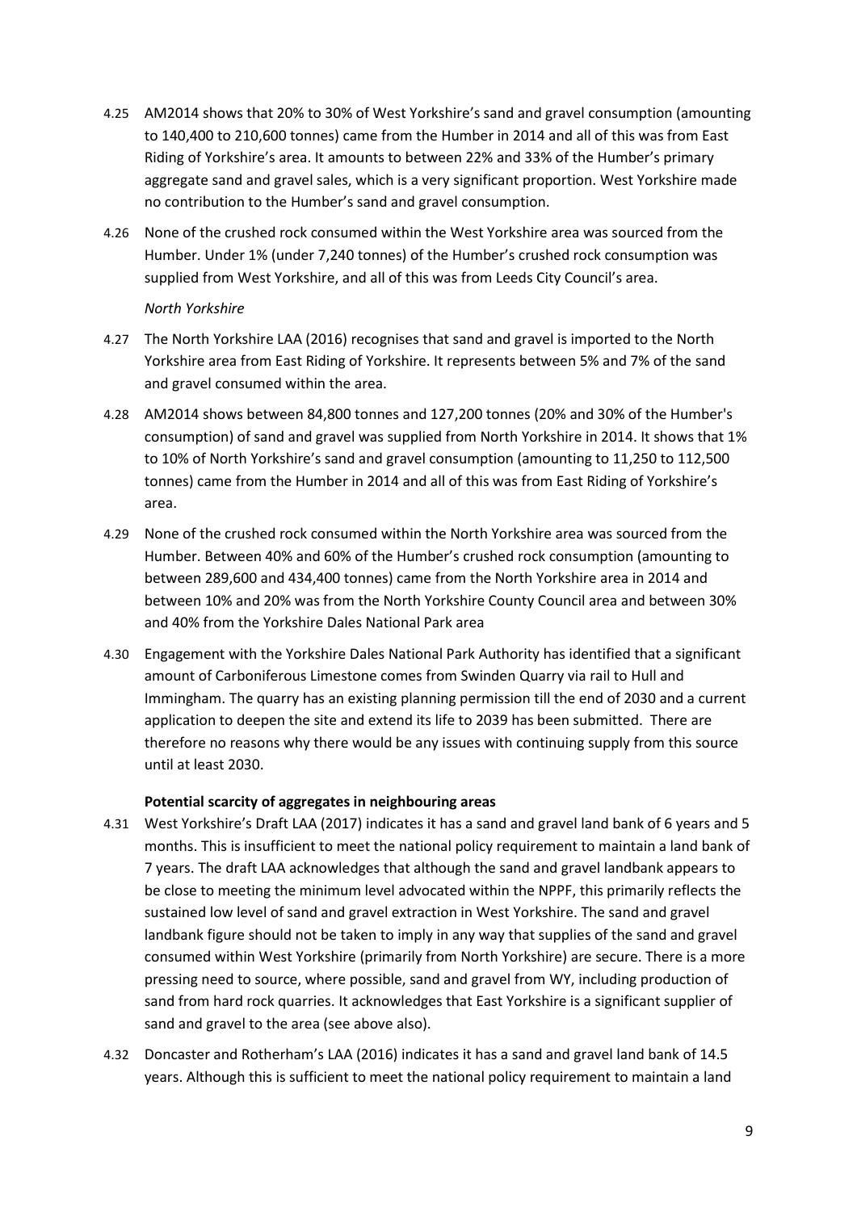4.25 AM2014 shows that 20% to 30% of West Yorkshire's sand and gravel consumption (amounting to 140,400 to 210,600 tonnes) came from the Humber in 2014 and all of this was from East Riding of Yorkshire's area. It amounts to between 22% and 33% of the Humber's primary aggregate sand and gravel sales, which is a very significant proportion. West Yorkshire made no contribution to the Humber's sand and gravel consumption.

4.26 None of the crushed rock consumed within the West Yorkshire area was sourced from the Humber. Under 1% (under 7,240 tonnes) of the Humber's crushed rock consumption was supplied from West Yorkshire, and all of this was from Leeds City Council's area.

*North Yorkshire*

4.27 The North Yorkshire LAA (2016) recognises that sand and gravel is imported to the North Yorkshire area from East Riding of Yorkshire. It represents between 5% and 7% of the sand and gravel consumed within the area.

4.28 AM2014 shows between 84,800 tonnes and 127,200 tonnes (20% and 30% of the Humber's consumption) of sand and gravel was supplied from North Yorkshire in 2014. It shows that 1% to 10% of North Yorkshire's sand and gravel consumption (amounting to 11,250 to 112,500 tonnes) came from the Humber in 2014 and all of this was from East Riding of Yorkshire's area.

4.29 None of the crushed rock consumed within the North Yorkshire area was sourced from the Humber. Between 40% and 60% of the Humber's crushed rock consumption (amounting to between 289,600 and 434,400 tonnes) came from the North Yorkshire area in 2014 and between 10% and 20% was from the North Yorkshire County Council area and between 30% and 40% from the Yorkshire Dales National Park area

4.30 Engagement with the Yorkshire Dales National Park Authority has identified that a significant amount of Carboniferous Limestone comes from Swinden Quarry via rail to Hull and Immingham. The quarry has an existing planning permission till the end of 2030 and a current application to deepen the site and extend its life to 2039 has been submitted. There are therefore no reasons why there would be any issues with continuing supply from this source until at least 2030.

**Potential scarcity of aggregates in neighbouring areas**

4.31 West Yorkshire's Draft LAA (2017) indicates it has a sand and gravel land bank of 6 years and 5 months. This is insufficient to meet the national policy requirement to maintain a land bank of 7 years. The draft LAA acknowledges that although the sand and gravel landbank appears to be close to meeting the minimum level advocated within the NPPF, this primarily reflects the sustained low level of sand and gravel extraction in West Yorkshire. The sand and gravel landbank figure should not be taken to imply in any way that supplies of the sand and gravel consumed within West Yorkshire (primarily from North Yorkshire) are secure. There is a more pressing need to source, where possible, sand and gravel from WY, including production of sand from hard rock quarries. It acknowledges that East Yorkshire is a significant supplier of sand and gravel to the area (see above also).

4.32 Doncaster and Rotherham's LAA (2016) indicates it has a sand and gravel land bank of 14.5 years. Although this is sufficient to meet the national policy requirement to maintain a land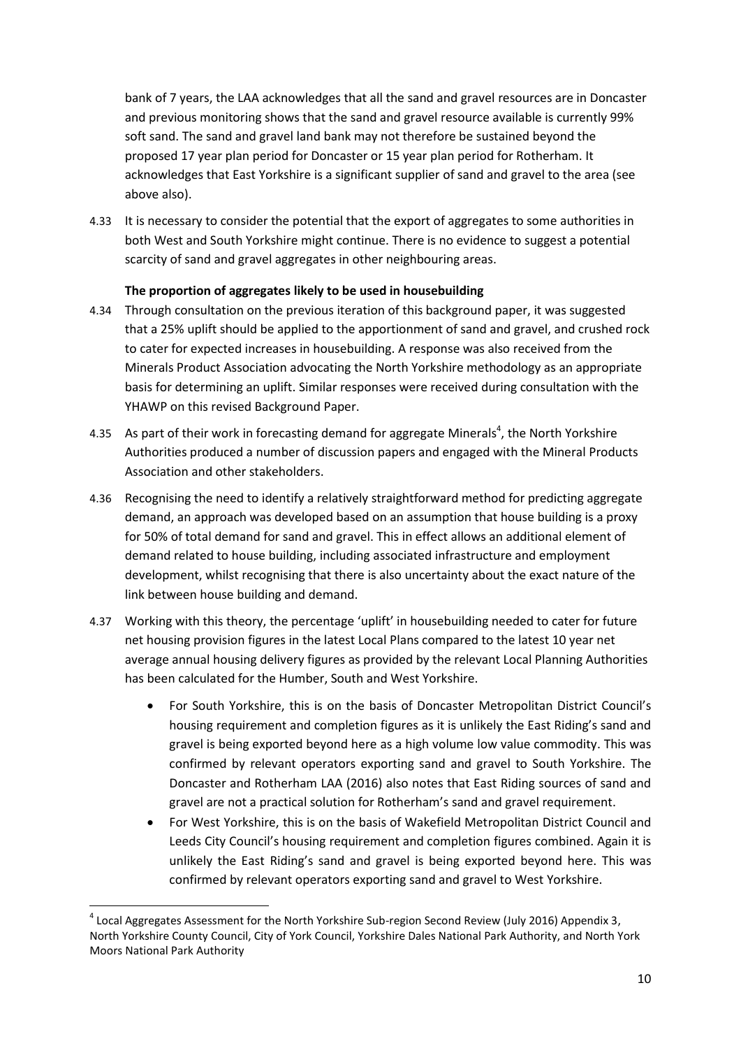bank of 7 years, the LAA acknowledges that all the sand and gravel resources are in Doncaster and previous monitoring shows that the sand and gravel resource available is currently 99% soft sand. The sand and gravel land bank may not therefore be sustained beyond the proposed 17 year plan period for Doncaster or 15 year plan period for Rotherham. It acknowledges that East Yorkshire is a significant supplier of sand and gravel to the area (see above also).

4.33 It is necessary to consider the potential that the export of aggregates to some authorities in both West and South Yorkshire might continue. There is no evidence to suggest a potential scarcity of sand and gravel aggregates in other neighbouring areas.

**The proportion of aggregates likely to be used in housebuilding**

4.34 Through consultation on the previous iteration of this background paper, it was suggested that a 25% uplift should be applied to the apportionment of sand and gravel, and crushed rock to cater for expected increases in housebuilding. A response was also received from the Minerals Product Association advocating the North Yorkshire methodology as an appropriate basis for determining an uplift. Similar responses were received during consultation with the YHAWP on this revised Background Paper.

4.35 As part of their work in forecasting demand for aggregate Minerals[4], the North Yorkshire Authorities produced a number of discussion papers and engaged with the Mineral Products Association and other stakeholders.

4.36 Recognising the need to identify a relatively straightforward method for predicting aggregate demand, an approach was developed based on an assumption that house building is a proxy for 50% of total demand for sand and gravel. This in effect allows an additional element of demand related to house building, including associated infrastructure and employment development, whilst recognising that there is also uncertainty about the exact nature of the link between house building and demand.

4.37 Working with this theory, the percentage 'uplift' in housebuilding needed to cater for future net housing provision figures in the latest Local Plans compared to the latest 10 year net average annual housing delivery figures as provided by the relevant Local Planning Authorities has been calculated for the Humber, South and West Yorkshire.

- For South Yorkshire, this is on the basis of Doncaster Metropolitan District Council's housing requirement and completion figures as it is unlikely the East Riding's sand and gravel is being exported beyond here as a high volume low value commodity. This was confirmed by relevant operators exporting sand and gravel to South Yorkshire. The Doncaster and Rotherham LAA (2016) also notes that East Riding sources of sand and gravel are not a practical solution for Rotherham's sand and gravel requirement.
- For West Yorkshire, this is on the basis of Wakefield Metropolitan District Council and Leeds City Council's housing requirement and completion figures combined. Again it is unlikely the East Riding's sand and gravel is being exported beyond here. This was confirmed by relevant operators exporting sand and gravel to West Yorkshire.

[4] Local Aggregates Assessment for the North Yorkshire Sub-region Second Review (July 2016) Appendix 3, North Yorkshire County Council, City of York Council, Yorkshire Dales National Park Authority, and North York Moors National Park Authority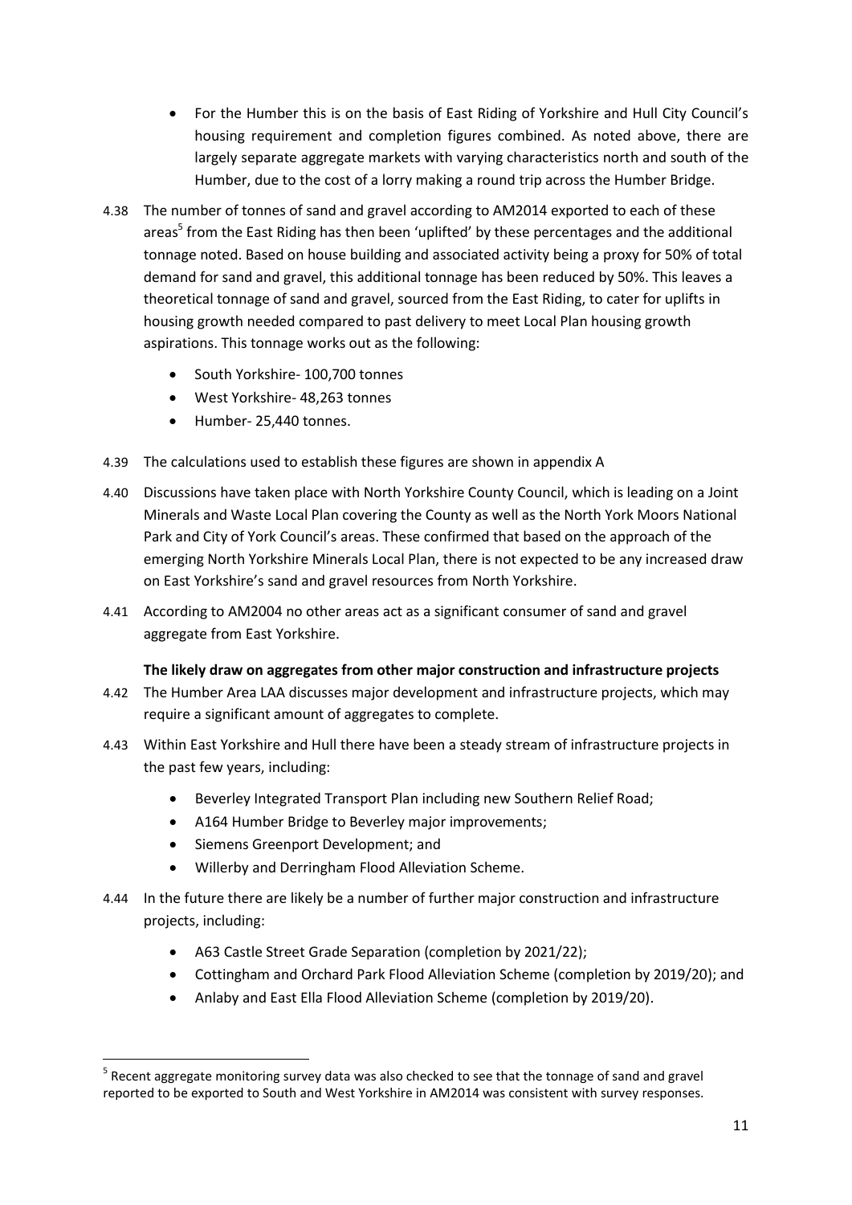- For the Humber this is on the basis of East Riding of Yorkshire and Hull City Council's housing requirement and completion figures combined. As noted above, there are largely separate aggregate markets with varying characteristics north and south of the Humber, due to the cost of a lorry making a round trip across the Humber Bridge.

4.38 The number of tonnes of sand and gravel according to AM2014 exported to each of these areas[5] from the East Riding has then been 'uplifted' by these percentages and the additional tonnage noted. Based on house building and associated activity being a proxy for 50% of total demand for sand and gravel, this additional tonnage has been reduced by 50%. This leaves a theoretical tonnage of sand and gravel, sourced from the East Riding, to cater for uplifts in housing growth needed compared to past delivery to meet Local Plan housing growth aspirations. This tonnage works out as the following:

- South Yorkshire- 100,700 tonnes
- West Yorkshire- 48,263 tonnes
- Humber- 25,440 tonnes.

4.39 The calculations used to establish these figures are shown in appendix A

4.40 Discussions have taken place with North Yorkshire County Council, which is leading on a Joint Minerals and Waste Local Plan covering the County as well as the North York Moors National Park and City of York Council's areas. These confirmed that based on the approach of the emerging North Yorkshire Minerals Local Plan, there is not expected to be any increased draw on East Yorkshire's sand and gravel resources from North Yorkshire.

4.41 According to AM2004 no other areas act as a significant consumer of sand and gravel aggregate from East Yorkshire.

**The likely draw on aggregates from other major construction and infrastructure projects**

4.42 The Humber Area LAA discusses major development and infrastructure projects, which may require a significant amount of aggregates to complete.

4.43 Within East Yorkshire and Hull there have been a steady stream of infrastructure projects in the past few years, including:

- Beverley Integrated Transport Plan including new Southern Relief Road;
- A164 Humber Bridge to Beverley major improvements;
- Siemens Greenport Development; and
- Willerby and Derringham Flood Alleviation Scheme.

4.44 In the future there are likely be a number of further major construction and infrastructure projects, including:

- A63 Castle Street Grade Separation (completion by 2021/22);
- Cottingham and Orchard Park Flood Alleviation Scheme (completion by 2019/20); and
- Anlaby and East Ella Flood Alleviation Scheme (completion by 2019/20).

[5] Recent aggregate monitoring survey data was also checked to see that the tonnage of sand and gravel reported to be exported to South and West Yorkshire in AM2014 was consistent with survey responses.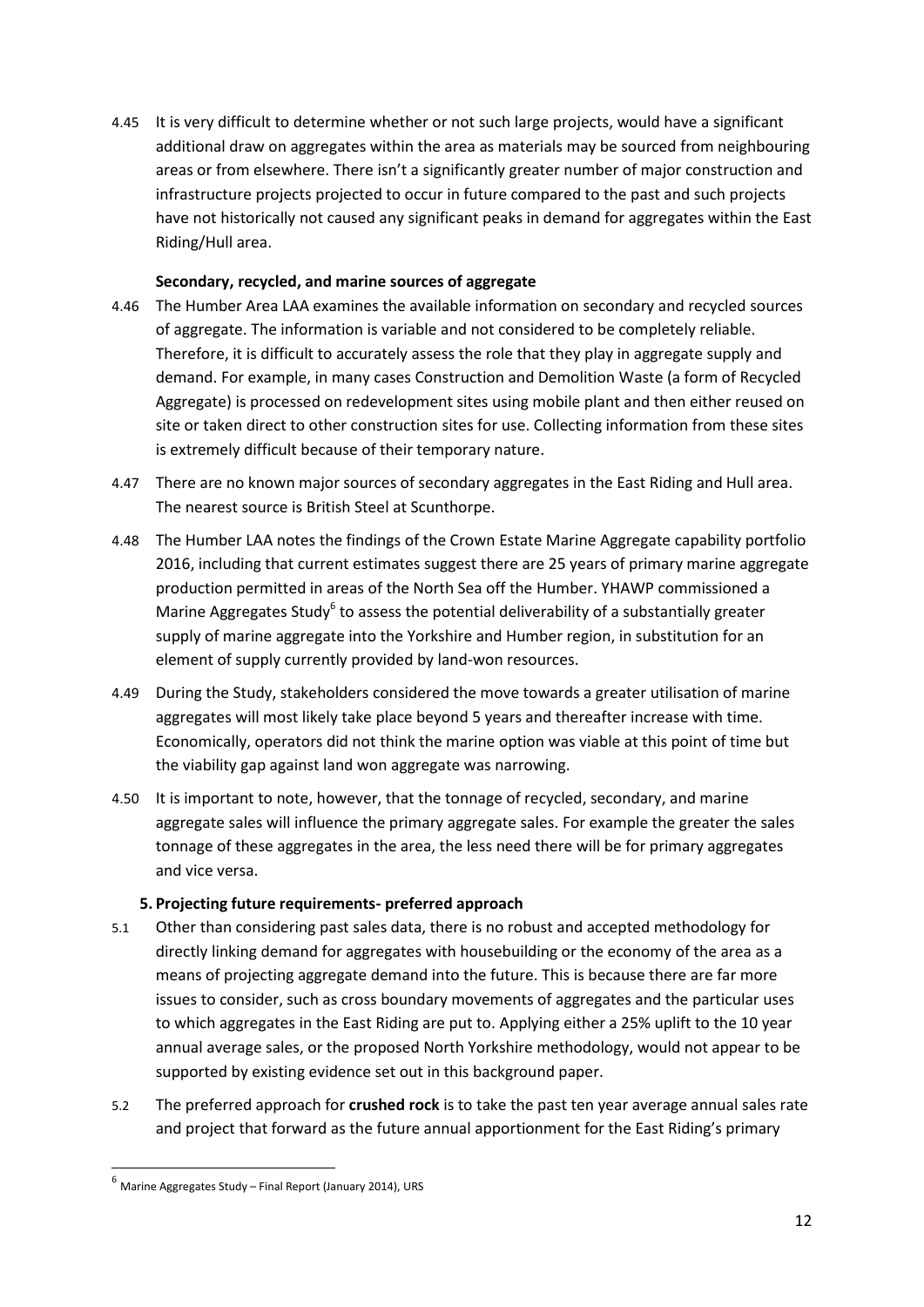4.45 It is very difficult to determine whether or not such large projects, would have a significant additional draw on aggregates within the area as materials may be sourced from neighbouring areas or from elsewhere. There isn't a significantly greater number of major construction and infrastructure projects projected to occur in future compared to the past and such projects have not historically not caused any significant peaks in demand for aggregates within the East Riding/Hull area.

**Secondary, recycled, and marine sources of aggregate**

4.46 The Humber Area LAA examines the available information on secondary and recycled sources of aggregate. The information is variable and not considered to be completely reliable. Therefore, it is difficult to accurately assess the role that they play in aggregate supply and demand. For example, in many cases Construction and Demolition Waste (a form of Recycled Aggregate) is processed on redevelopment sites using mobile plant and then either reused on site or taken direct to other construction sites for use. Collecting information from these sites is extremely difficult because of their temporary nature.

4.47 There are no known major sources of secondary aggregates in the East Riding and Hull area. The nearest source is British Steel at Scunthorpe.

4.48 The Humber LAA notes the findings of the Crown Estate Marine Aggregate capability portfolio 2016, including that current estimates suggest there are 25 years of primary marine aggregate production permitted in areas of the North Sea off the Humber. YHAWP commissioned a Marine Aggregates Study[6] to assess the potential deliverability of a substantially greater supply of marine aggregate into the Yorkshire and Humber region, in substitution for an element of supply currently provided by land-won resources.

4.49 During the Study, stakeholders considered the move towards a greater utilisation of marine aggregates will most likely take place beyond 5 years and thereafter increase with time. Economically, operators did not think the marine option was viable at this point of time but the viability gap against land won aggregate was narrowing.

4.50 It is important to note, however, that the tonnage of recycled, secondary, and marine aggregate sales will influence the primary aggregate sales. For example the greater the sales tonnage of these aggregates in the area, the less need there will be for primary aggregates and vice versa.

## 5. Projecting future requirements- preferred approach

5.1 Other than considering past sales data, there is no robust and accepted methodology for directly linking demand for aggregates with housebuilding or the economy of the area as a means of projecting aggregate demand into the future. This is because there are far more issues to consider, such as cross boundary movements of aggregates and the particular uses to which aggregates in the East Riding are put to. Applying either a 25% uplift to the 10 year annual average sales, or the proposed North Yorkshire methodology, would not appear to be supported by existing evidence set out in this background paper.

5.2 The preferred approach for **crushed rock** is to take the past ten year average annual sales rate and project that forward as the future annual apportionment for the East Riding's primary

[6] Marine Aggregates Study – Final Report (January 2014), URS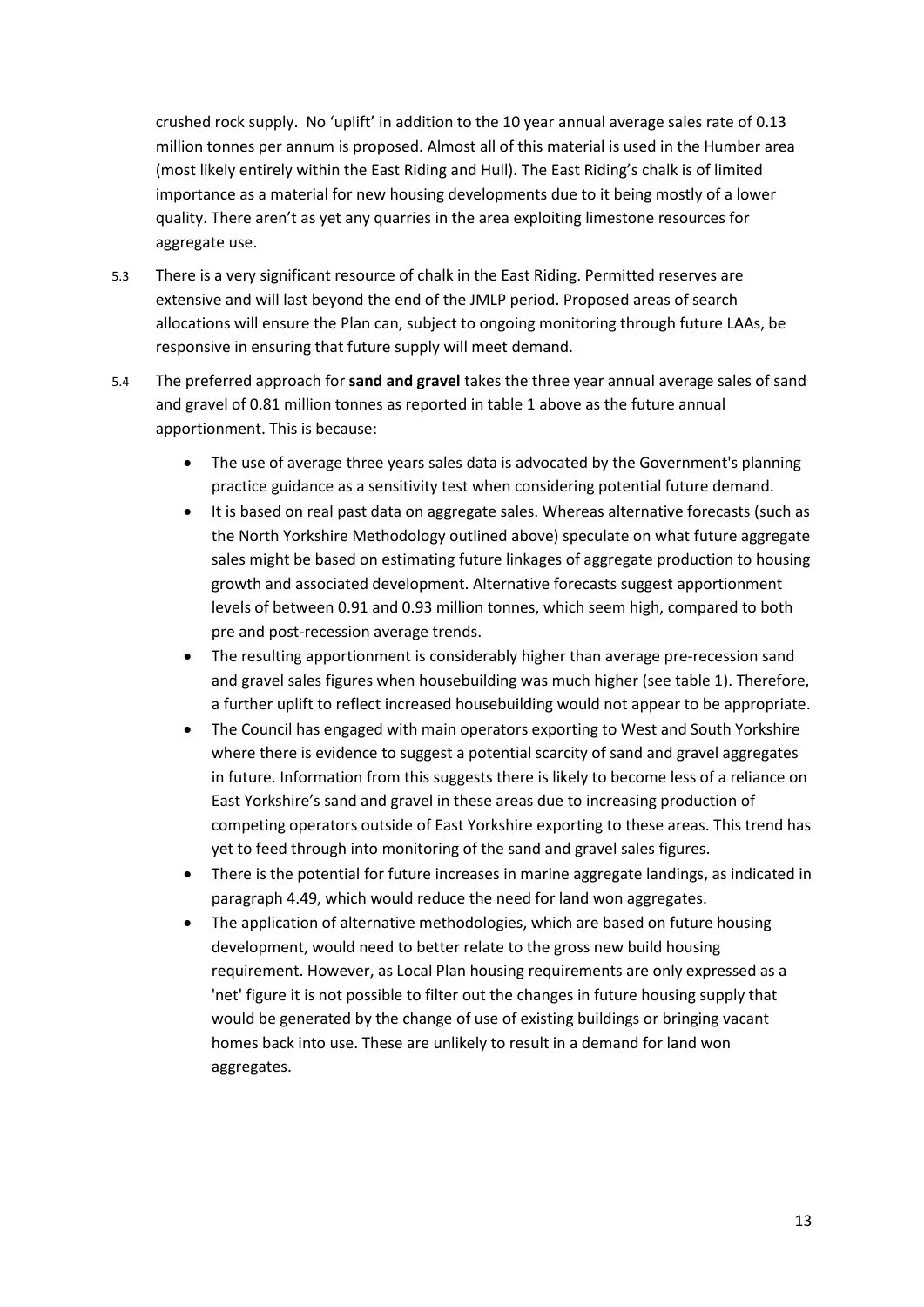crushed rock supply. No 'uplift' in addition to the 10 year annual average sales rate of 0.13 million tonnes per annum is proposed. Almost all of this material is used in the Humber area (most likely entirely within the East Riding and Hull). The East Riding's chalk is of limited importance as a material for new housing developments due to it being mostly of a lower quality. There aren't as yet any quarries in the area exploiting limestone resources for aggregate use.

5.3 There is a very significant resource of chalk in the East Riding. Permitted reserves are extensive and will last beyond the end of the JMLP period. Proposed areas of search allocations will ensure the Plan can, subject to ongoing monitoring through future LAAs, be responsive in ensuring that future supply will meet demand.

5.4 The preferred approach for **sand and gravel** takes the three year annual average sales of sand and gravel of 0.81 million tonnes as reported in table 1 above as the future annual apportionment. This is because:

- The use of average three years sales data is advocated by the Government's planning practice guidance as a sensitivity test when considering potential future demand.
- It is based on real past data on aggregate sales. Whereas alternative forecasts (such as the North Yorkshire Methodology outlined above) speculate on what future aggregate sales might be based on estimating future linkages of aggregate production to housing growth and associated development. Alternative forecasts suggest apportionment levels of between 0.91 and 0.93 million tonnes, which seem high, compared to both pre and post-recession average trends.
- The resulting apportionment is considerably higher than average pre-recession sand and gravel sales figures when housebuilding was much higher (see table 1). Therefore, a further uplift to reflect increased housebuilding would not appear to be appropriate.
- The Council has engaged with main operators exporting to West and South Yorkshire where there is evidence to suggest a potential scarcity of sand and gravel aggregates in future. Information from this suggests there is likely to become less of a reliance on East Yorkshire's sand and gravel in these areas due to increasing production of competing operators outside of East Yorkshire exporting to these areas. This trend has yet to feed through into monitoring of the sand and gravel sales figures.
- There is the potential for future increases in marine aggregate landings, as indicated in paragraph 4.49, which would reduce the need for land won aggregates.
- The application of alternative methodologies, which are based on future housing development, would need to better relate to the gross new build housing requirement. However, as Local Plan housing requirements are only expressed as a 'net' figure it is not possible to filter out the changes in future housing supply that would be generated by the change of use of existing buildings or bringing vacant homes back into use. These are unlikely to result in a demand for land won aggregates.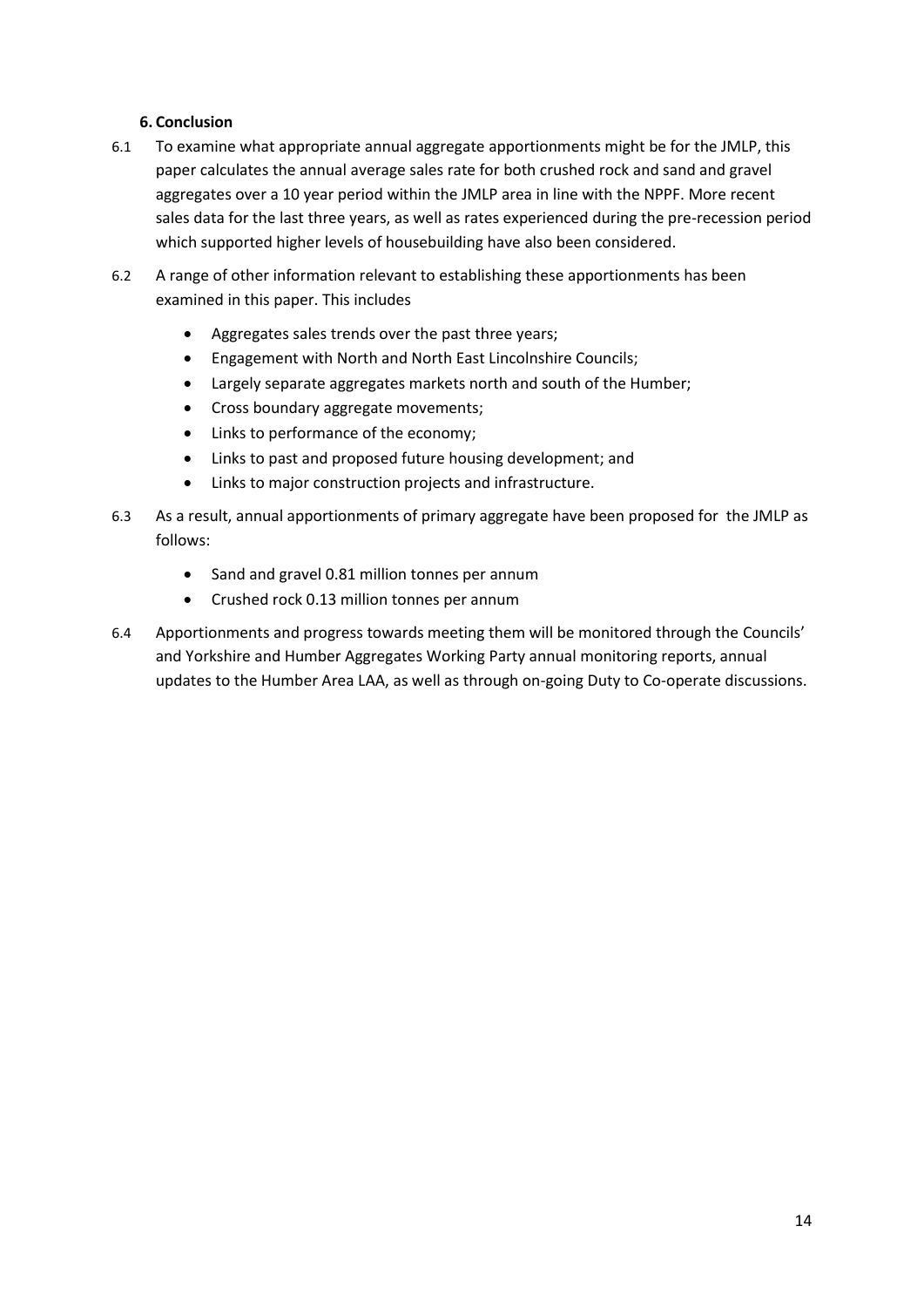## 6. Conclusion

6.1 To examine what appropriate annual aggregate apportionments might be for the JMLP, this paper calculates the annual average sales rate for both crushed rock and sand and gravel aggregates over a 10 year period within the JMLP area in line with the NPPF. More recent sales data for the last three years, as well as rates experienced during the pre-recession period which supported higher levels of housebuilding have also been considered.

6.2 A range of other information relevant to establishing these apportionments has been examined in this paper. This includes

- Aggregates sales trends over the past three years;
- Engagement with North and North East Lincolnshire Councils;
- Largely separate aggregates markets north and south of the Humber;
- Cross boundary aggregate movements;
- Links to performance of the economy;
- Links to past and proposed future housing development; and
- Links to major construction projects and infrastructure.

6.3 As a result, annual apportionments of primary aggregate have been proposed for the JMLP as follows:

- Sand and gravel 0.81 million tonnes per annum
- Crushed rock 0.13 million tonnes per annum

6.4 Apportionments and progress towards meeting them will be monitored through the Councils' and Yorkshire and Humber Aggregates Working Party annual monitoring reports, annual updates to the Humber Area LAA, as well as through on-going Duty to Co-operate discussions.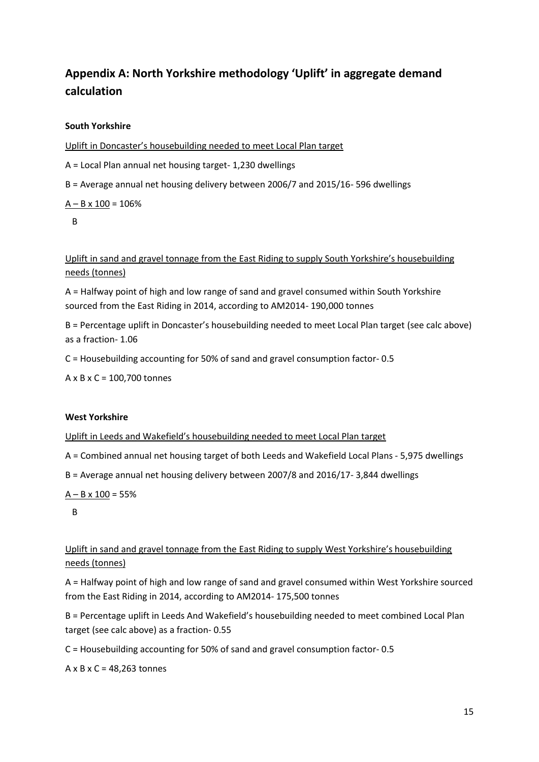## Appendix A: North Yorkshire methodology 'Uplift' in aggregate demand calculation

**South Yorkshire**

Uplift in Doncaster's housebuilding needed to meet Local Plan target

A = Local Plan annual net housing target- 1,230 dwellings

B = Average annual net housing delivery between 2006/7 and 2015/16- 596 dwellings

$\frac{A - B \times 100}{B} = 106\%$

Uplift in sand and gravel tonnage from the East Riding to supply South Yorkshire's housebuilding needs (tonnes)

A = Halfway point of high and low range of sand and gravel consumed within South Yorkshire sourced from the East Riding in 2014, according to AM2014- 190,000 tonnes

B = Percentage uplift in Doncaster's housebuilding needed to meet Local Plan target (see calc above) as a fraction- 1.06

C = Housebuilding accounting for 50% of sand and gravel consumption factor- 0.5

A x B x C = 100,700 tonnes

**West Yorkshire**

Uplift in Leeds and Wakefield's housebuilding needed to meet Local Plan target

A = Combined annual net housing target of both Leeds and Wakefield Local Plans - 5,975 dwellings

B = Average annual net housing delivery between 2007/8 and 2016/17- 3,844 dwellings

$\frac{A - B \times 100}{B} = 55\%$

Uplift in sand and gravel tonnage from the East Riding to supply West Yorkshire's housebuilding needs (tonnes)

A = Halfway point of high and low range of sand and gravel consumed within West Yorkshire sourced from the East Riding in 2014, according to AM2014- 175,500 tonnes

B = Percentage uplift in Leeds And Wakefield's housebuilding needed to meet combined Local Plan target (see calc above) as a fraction- 0.55

C = Housebuilding accounting for 50% of sand and gravel consumption factor- 0.5

A x B x C = 48,263 tonnes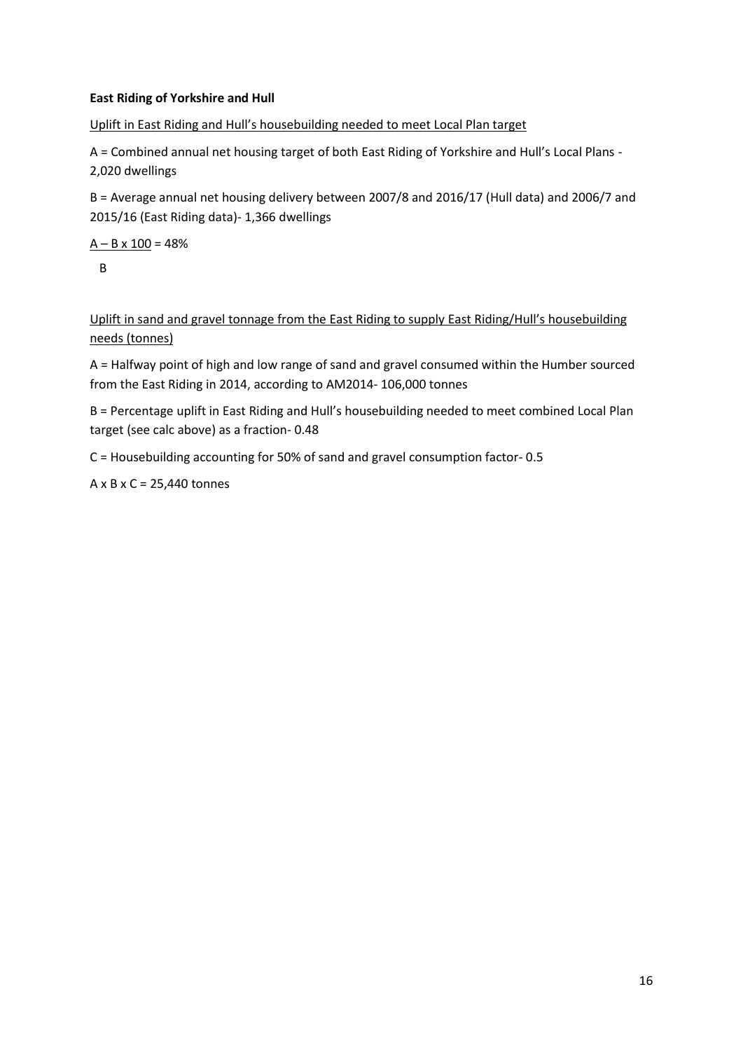**East Riding of Yorkshire and Hull**

Uplift in East Riding and Hull's housebuilding needed to meet Local Plan target

A = Combined annual net housing target of both East Riding of Yorkshire and Hull's Local Plans - 2,020 dwellings

B = Average annual net housing delivery between 2007/8 and 2016/17 (Hull data) and 2006/7 and 2015/16 (East Riding data)- 1,366 dwellings

$$\frac{A - B \times 100}{B} = 48\%$$

Uplift in sand and gravel tonnage from the East Riding to supply East Riding/Hull's housebuilding needs (tonnes)

A = Halfway point of high and low range of sand and gravel consumed within the Humber sourced from the East Riding in 2014, according to AM2014- 106,000 tonnes

B = Percentage uplift in East Riding and Hull's housebuilding needed to meet combined Local Plan target (see calc above) as a fraction- 0.48

C = Housebuilding accounting for 50% of sand and gravel consumption factor- 0.5

$A \times B \times C$ = 25,440 tonnes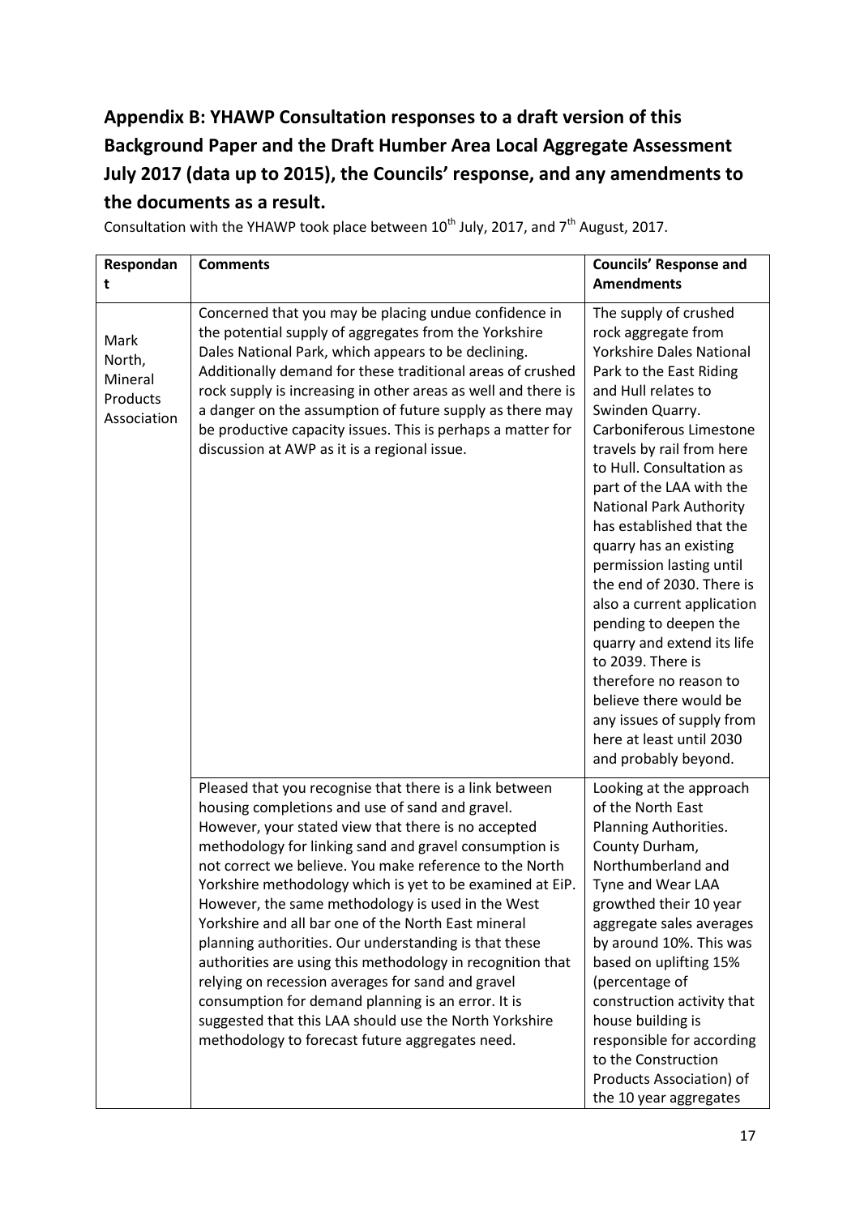## Appendix B: YHAWP Consultation responses to a draft version of this Background Paper and the Draft Humber Area Local Aggregate Assessment July 2017 (data up to 2015), the Councils' response, and any amendments to the documents as a result.

Consultation with the YHAWP took place between 10th July, 2017, and 7th August, 2017.

| Respondant | Comments | Councils' Response and Amendments |
|---|---|---|
| Mark North, Mineral Products Association | Concerned that you may be placing undue confidence in the potential supply of aggregates from the Yorkshire Dales National Park, which appears to be declining. Additionally demand for these traditional areas of crushed rock supply is increasing in other areas as well and there is a danger on the assumption of future supply as there may be productive capacity issues. This is perhaps a matter for discussion at AWP as it is a regional issue. | The supply of crushed rock aggregate from Yorkshire Dales National Park to the East Riding and Hull relates to Swinden Quarry. Carboniferous Limestone travels by rail from here to Hull. Consultation as part of the LAA with the National Park Authority has established that the quarry has an existing permission lasting until the end of 2030. There is also a current application pending to deepen the quarry and extend its life to 2039. There is therefore no reason to believe there would be any issues of supply from here at least until 2030 and probably beyond. |
| | Pleased that you recognise that there is a link between housing completions and use of sand and gravel. However, your stated view that there is no accepted methodology for linking sand and gravel consumption is not correct we believe. You make reference to the North Yorkshire methodology which is yet to be examined at EiP. However, the same methodology is used in the West Yorkshire and all bar one of the North East mineral planning authorities. Our understanding is that these authorities are using this methodology in recognition that relying on recession averages for sand and gravel consumption for demand planning is an error. It is suggested that this LAA should use the North Yorkshire methodology to forecast future aggregates need. | Looking at the approach of the North East Planning Authorities. County Durham, Northumberland and Tyne and Wear LAA growthed their 10 year aggregate sales averages by around 10%. This was based on uplifting 15% (percentage of construction activity that house building is responsible for according to the Construction Products Association) of the 10 year aggregates |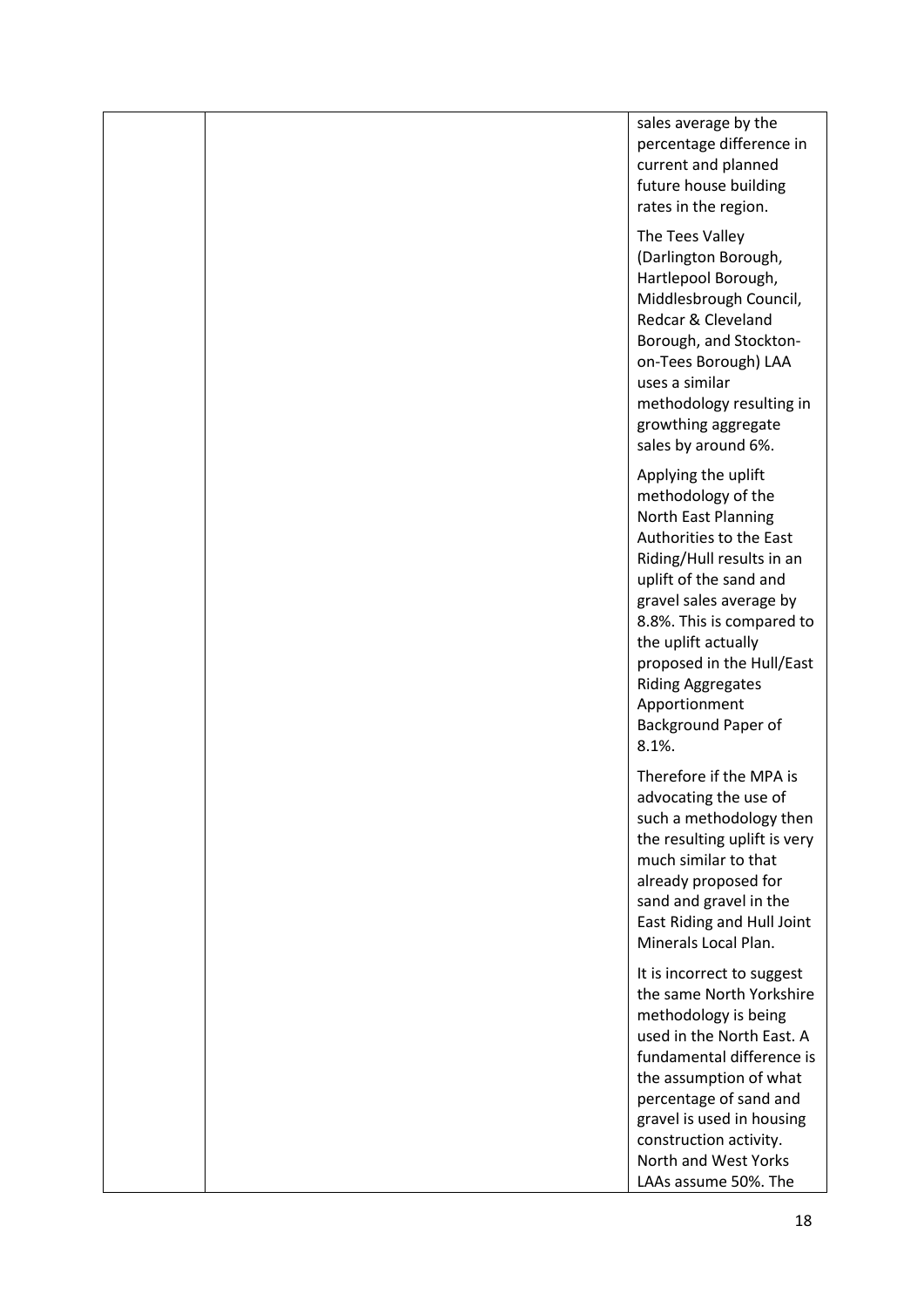| | | |
|---|---|---|
| | | sales average by the percentage difference in current and planned future house building rates in the region.<br><br>The Tees Valley (Darlington Borough, Hartlepool Borough, Middlesbrough Council, Redcar & Cleveland Borough, and Stockton-on-Tees Borough) LAA uses a similar methodology resulting in growthing aggregate sales by around 6%.<br><br>Applying the uplift methodology of the North East Planning Authorities to the East Riding/Hull results in an uplift of the sand and gravel sales average by 8.8%. This is compared to the uplift actually proposed in the Hull/East Riding Aggregates Apportionment Background Paper of 8.1%.<br><br>Therefore if the MPA is advocating the use of such a methodology then the resulting uplift is very much similar to that already proposed for sand and gravel in the East Riding and Hull Joint Minerals Local Plan.<br><br>It is incorrect to suggest the same North Yorkshire methodology is being used in the North East. A fundamental difference is the assumption of what percentage of sand and gravel is used in housing construction activity. North and West Yorks LAAs assume 50%. The |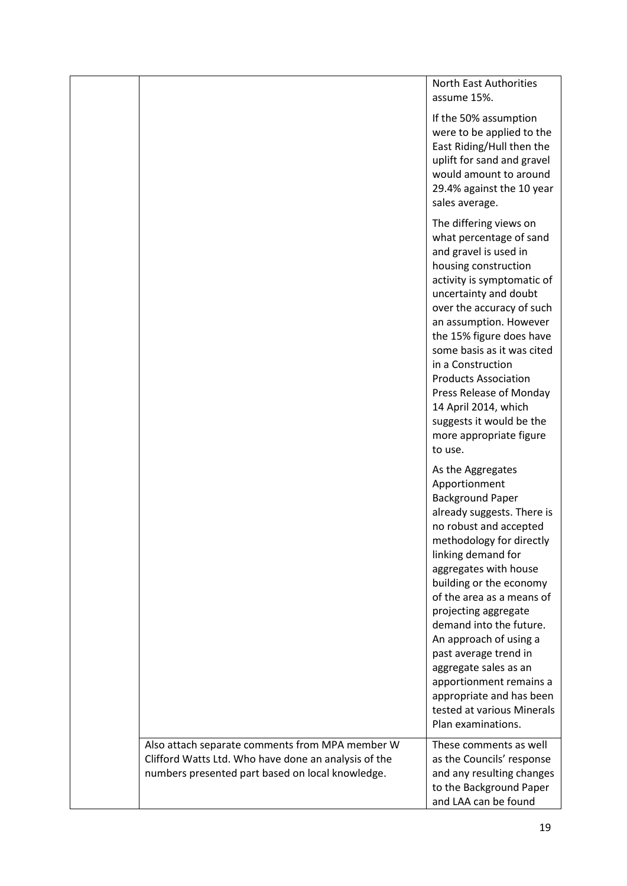| | | |
|---|---|---|
| | | North East Authorities assume 15%.<br><br>If the 50% assumption were to be applied to the East Riding/Hull then the uplift for sand and gravel would amount to around 29.4% against the 10 year sales average.<br><br>The differing views on what percentage of sand and gravel is used in housing construction activity is symptomatic of uncertainty and doubt over the accuracy of such an assumption. However the 15% figure does have some basis as it was cited in a Construction Products Association Press Release of Monday 14 April 2014, which suggests it would be the more appropriate figure to use.<br><br>As the Aggregates Apportionment Background Paper already suggests. There is no robust and accepted methodology for directly linking demand for aggregates with house building or the economy of the area as a means of projecting aggregate demand into the future. An approach of using a past average trend in aggregate sales as an apportionment remains a appropriate and has been tested at various Minerals Plan examinations. |
| | Also attach separate comments from MPA member W Clifford Watts Ltd. Who have done an analysis of the numbers presented part based on local knowledge. | These comments as well as the Councils' response and any resulting changes to the Background Paper and LAA can be found |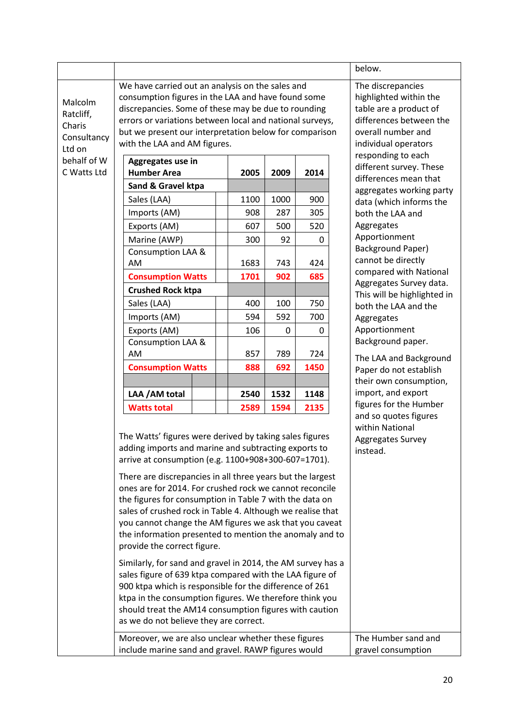| | | below. |
|---|---|---|
| Malcolm Ratcliff, Charis Consultancy Ltd on behalf of W C Watts Ltd | We have carried out an analysis on the sales and consumption figures in the LAA and have found some discrepancies. Some of these may be due to rounding errors or variations between local and national surveys, but we present our interpretation below for comparison with the LAA and AM figures. | The discrepancies highlighted within the table are a product of differences between the overall number and individual operators responding to each different survey. These differences mean that aggregates working party data (which informs the both the LAA and Aggregates Apportionment Background Paper) cannot be directly compared with National Aggregates Survey data. This will be highlighted in both the LAA and the Aggregates Apportionment Background paper. The LAA and Background Paper do not establish their own consumption, import, and export figures for the Humber and so quotes figures within National Aggregates Survey instead. |

| **Aggregates use in Humber Area** | **2005** | **2009** | **2014** |
|---|---|---|---|
| **Sand & Gravel ktpa** | | | |
| Sales (LAA) | 1100 | 1000 | 900 |
| Imports (AM) | 908 | 287 | 305 |
| Exports (AM) | 607 | 500 | 520 |
| Marine (AWP) | 300 | 92 | 0 |
| Consumption LAA & AM | 1683 | 743 | 424 |
| **Consumption Watts** | **1701** | **902** | **685** |
| **Crushed Rock ktpa** | | | |
| Sales (LAA) | 400 | 100 | 750 |
| Imports (AM) | 594 | 592 | 700 |
| Exports (AM) | 106 | 0 | 0 |
| Consumption LAA & AM | 857 | 789 | 724 |
| **Consumption Watts** | **888** | **692** | **1450** |
| | | | |
| **LAA /AM total** | **2540** | **1532** | **1148** |
| **Watts total** | **2589** | **1594** | **2135** |

The Watts' figures were derived by taking sales figures adding imports and marine and subtracting exports to arrive at consumption (e.g. 1100+908+300-607=1701).

There are discrepancies in all three years but the largest ones are for 2014. For crushed rock we cannot reconcile the figures for consumption in Table 7 with the data on sales of crushed rock in Table 4. Although we realise that you cannot change the AM figures we ask that you caveat the information presented to mention the anomaly and to provide the correct figure.

Similarly, for sand and gravel in 2014, the AM survey has a sales figure of 639 ktpa compared with the LAA figure of 900 ktpa which is responsible for the difference of 261 ktpa in the consumption figures. We therefore think you should treat the AM14 consumption figures with caution as we do not believe they are correct.

| | | |
|---|---|---|
| | Moreover, we are also unclear whether these figures include marine sand and gravel. RAWP figures would | The Humber sand and gravel consumption |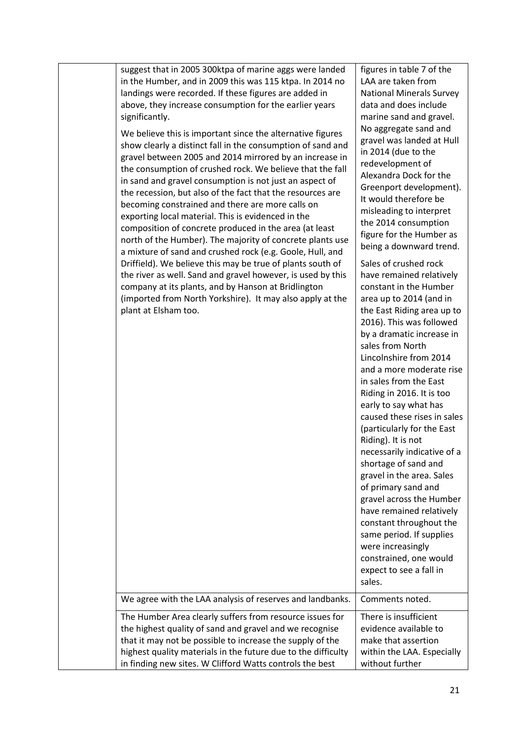|  | suggest that in 2005 300ktpa of marine aggs were landed in the Humber, and in 2009 this was 115 ktpa. In 2014 no landings were recorded. If these figures are added in above, they increase consumption for the earlier years significantly.<br><br>We believe this is important since the alternative figures show clearly a distinct fall in the consumption of sand and gravel between 2005 and 2014 mirrored by an increase in the consumption of crushed rock. We believe that the fall in sand and gravel consumption is not just an aspect of the recession, but also of the fact that the resources are becoming constrained and there are more calls on exporting local material. This is evidenced in the composition of concrete produced in the area (at least north of the Humber). The majority of concrete plants use a mixture of sand and crushed rock (e.g. Goole, Hull, and Driffield). We believe this may be true of plants south of the river as well. Sand and gravel however, is used by this company at its plants, and by Hanson at Bridlington (imported from North Yorkshire). It may also apply at the plant at Elsham too. | figures in table 7 of the LAA are taken from National Minerals Survey data and does include marine sand and gravel. No aggregate sand and gravel was landed at Hull in 2014 (due to the redevelopment of Alexandra Dock for the Greenport development). It would therefore be misleading to interpret the 2014 consumption figure for the Humber as being a downward trend.<br><br>Sales of crushed rock have remained relatively constant in the Humber area up to 2014 (and in the East Riding area up to 2016). This was followed by a dramatic increase in sales from North Lincolnshire from 2014 and a more moderate rise in sales from the East Riding in 2016. It is too early to say what has caused these rises in sales (particularly for the East Riding). It is not necessarily indicative of a shortage of sand and gravel in the area. Sales of primary sand and gravel across the Humber have remained relatively constant throughout the same period. If supplies were increasingly constrained, one would expect to see a fall in sales. |
|---|---|---|
|  | We agree with the LAA analysis of reserves and landbanks. | Comments noted. |
|  | The Humber Area clearly suffers from resource issues for the highest quality of sand and gravel and we recognise that it may not be possible to increase the supply of the highest quality materials in the future due to the difficulty in finding new sites. W Clifford Watts controls the best | There is insufficient evidence available to make that assertion within the LAA. Especially without further |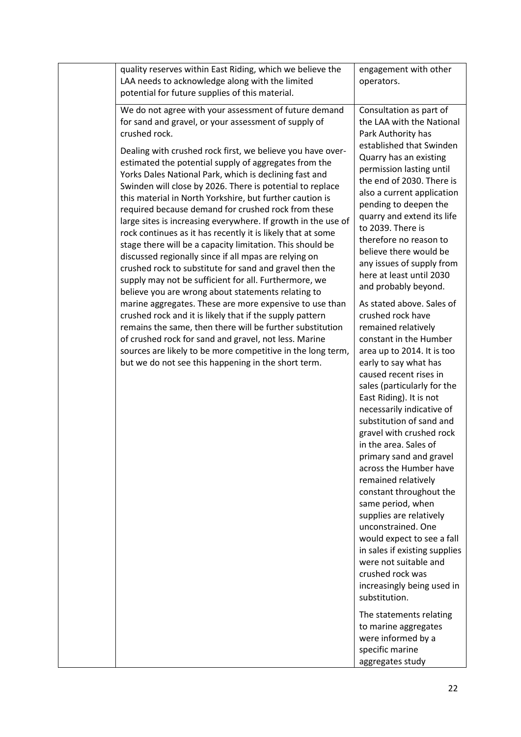| | | |
|---|---|---|
| | quality reserves within East Riding, which we believe the LAA needs to acknowledge along with the limited potential for future supplies of this material. | engagement with other operators. |
| | We do not agree with your assessment of future demand for sand and gravel, or your assessment of supply of crushed rock.<br><br>Dealing with crushed rock first, we believe you have over-estimated the potential supply of aggregates from the Yorks Dales National Park, which is declining fast and Swinden will close by 2026. There is potential to replace this material in North Yorkshire, but further caution is required because demand for crushed rock from these large sites is increasing everywhere. If growth in the use of rock continues as it has recently it is likely that at some stage there will be a capacity limitation. This should be discussed regionally since if all mpas are relying on crushed rock to substitute for sand and gravel then the supply may not be sufficient for all. Furthermore, we believe you are wrong about statements relating to marine aggregates. These are more expensive to use than crushed rock and it is likely that if the supply pattern remains the same, then there will be further substitution of crushed rock for sand and gravel, not less. Marine sources are likely to be more competitive in the long term, but we do not see this happening in the short term. | Consultation as part of the LAA with the National Park Authority has established that Swinden Quarry has an existing permission lasting until the end of 2030. There is also a current application pending to deepen the quarry and extend its life to 2039. There is therefore no reason to believe there would be any issues of supply from here at least until 2030 and probably beyond.<br><br>As stated above. Sales of crushed rock have remained relatively constant in the Humber area up to 2014. It is too early to say what has caused recent rises in sales (particularly for the East Riding). It is not necessarily indicative of substitution of sand and gravel with crushed rock in the area. Sales of primary sand and gravel across the Humber have remained relatively constant throughout the same period, when supplies are relatively unconstrained. One would expect to see a fall in sales if existing supplies were not suitable and crushed rock was increasingly being used in substitution.<br><br>The statements relating to marine aggregates were informed by a specific marine aggregates study |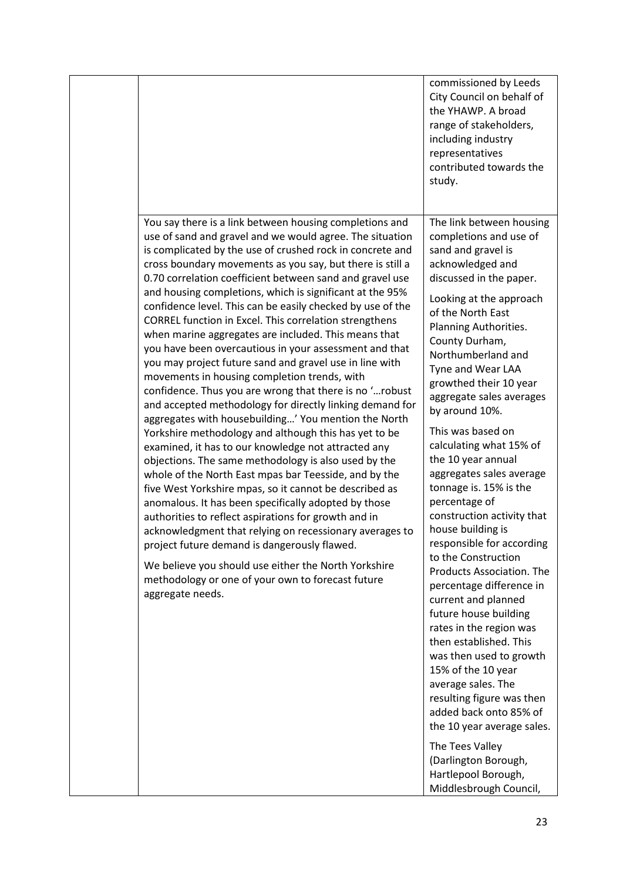| | | |
|---|---|---|
| | | commissioned by Leeds City Council on behalf of the YHAWP. A broad range of stakeholders, including industry representatives contributed towards the study. |
| | You say there is a link between housing completions and use of sand and gravel and we would agree. The situation is complicated by the use of crushed rock in concrete and cross boundary movements as you say, but there is still a 0.70 correlation coefficient between sand and gravel use and housing completions, which is significant at the 95% confidence level. This can be easily checked by use of the CORREL function in Excel. This correlation strengthens when marine aggregates are included. This means that you have been overcautious in your assessment and that you may project future sand and gravel use in line with movements in housing completion trends, with confidence. Thus you are wrong that there is no '…robust and accepted methodology for directly linking demand for aggregates with housebuilding…' You mention the North Yorkshire methodology and although this has yet to be examined, it has to our knowledge not attracted any objections. The same methodology is also used by the whole of the North East mpas bar Teesside, and by the five West Yorkshire mpas, so it cannot be described as anomalous. It has been specifically adopted by those authorities to reflect aspirations for growth and in acknowledgment that relying on recessionary averages to project future demand is dangerously flawed.<br><br>We believe you should use either the North Yorkshire methodology or one of your own to forecast future aggregate needs. | The link between housing completions and use of sand and gravel is acknowledged and discussed in the paper.<br><br>Looking at the approach of the North East Planning Authorities. County Durham, Northumberland and Tyne and Wear LAA growthed their 10 year aggregate sales averages by around 10%.<br><br>This was based on calculating what 15% of the 10 year annual aggregates sales average tonnage is. 15% is the percentage of construction activity that house building is responsible for according to the Construction Products Association. The percentage difference in current and planned future house building rates in the region was then established. This was then used to growth 15% of the 10 year average sales. The resulting figure was then added back onto 85% of the 10 year average sales.<br><br>The Tees Valley (Darlington Borough, Hartlepool Borough, Middlesbrough Council, |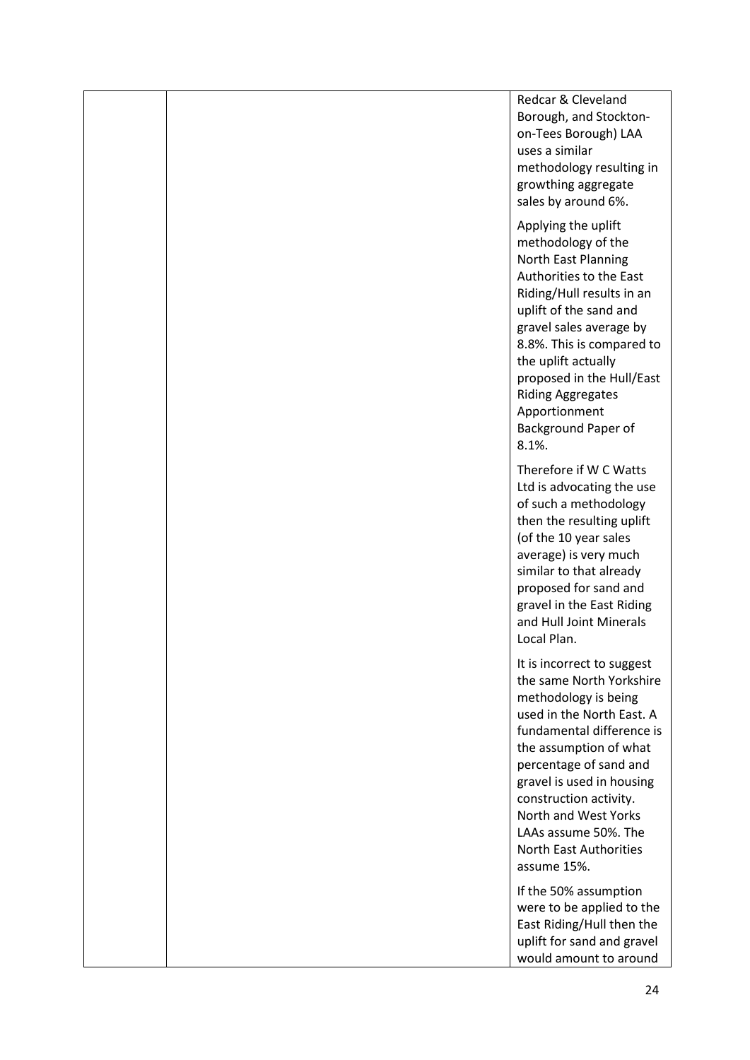| | | Redcar & Cleveland Borough, and Stockton-on-Tees Borough) LAA uses a similar methodology resulting in growthing aggregate sales by around 6%.<br><br>Applying the uplift methodology of the North East Planning Authorities to the East Riding/Hull results in an uplift of the sand and gravel sales average by 8.8%. This is compared to the uplift actually proposed in the Hull/East Riding Aggregates Apportionment Background Paper of 8.1%.<br><br>Therefore if W C Watts Ltd is advocating the use of such a methodology then the resulting uplift (of the 10 year sales average) is very much similar to that already proposed for sand and gravel in the East Riding and Hull Joint Minerals Local Plan.<br><br>It is incorrect to suggest the same North Yorkshire methodology is being used in the North East. A fundamental difference is the assumption of what percentage of sand and gravel is used in housing construction activity. North and West Yorks LAAs assume 50%. The North East Authorities assume 15%.<br><br>If the 50% assumption were to be applied to the East Riding/Hull then the uplift for sand and gravel would amount to around |
|---|---|---|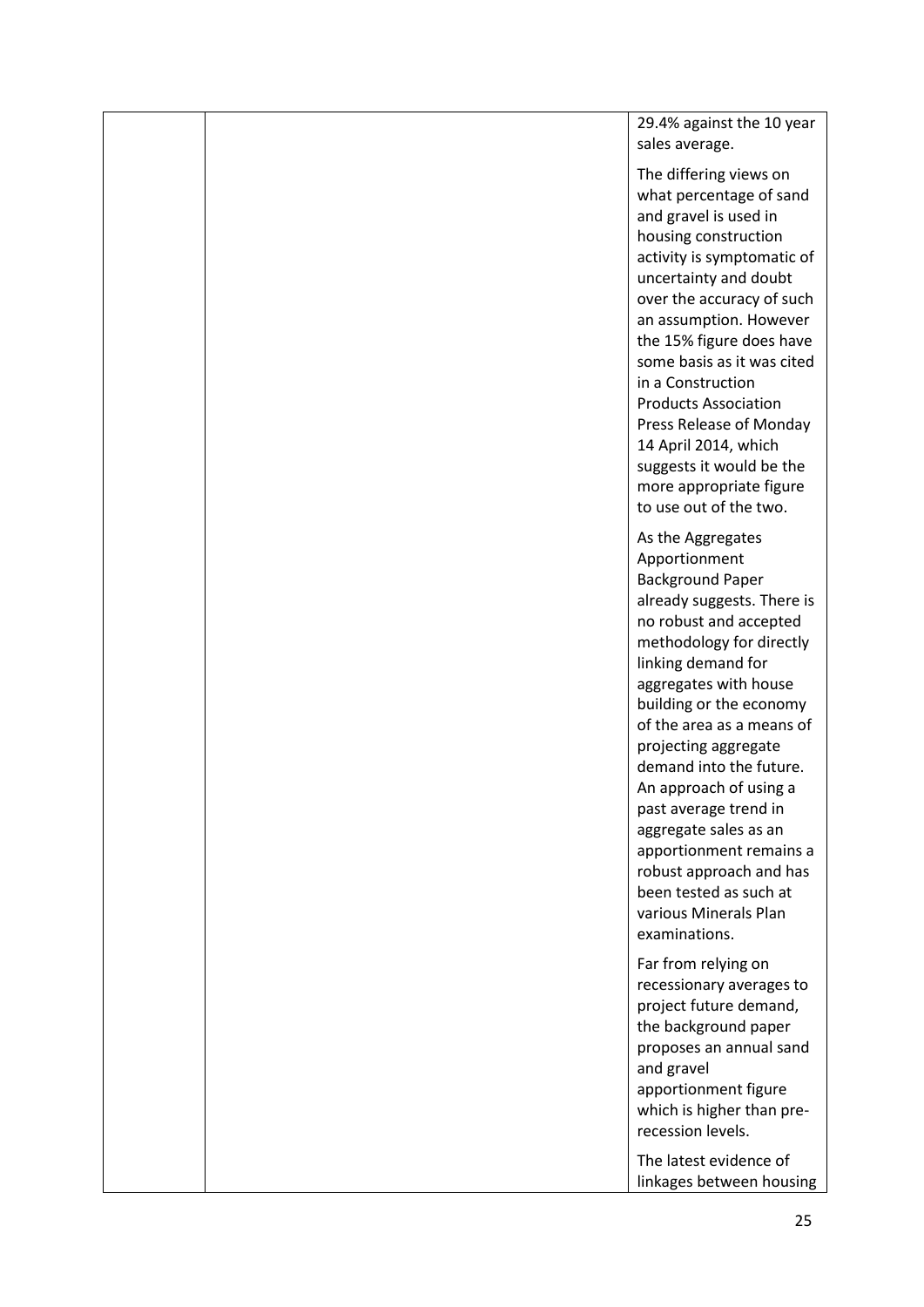| | | |
|---|---|---|
| | | 29.4% against the 10 year sales average.<br><br>The differing views on what percentage of sand and gravel is used in housing construction activity is symptomatic of uncertainty and doubt over the accuracy of such an assumption. However the 15% figure does have some basis as it was cited in a Construction Products Association Press Release of Monday 14 April 2014, which suggests it would be the more appropriate figure to use out of the two.<br><br>As the Aggregates Apportionment Background Paper already suggests. There is no robust and accepted methodology for directly linking demand for aggregates with house building or the economy of the area as a means of projecting aggregate demand into the future. An approach of using a past average trend in aggregate sales as an apportionment remains a robust approach and has been tested as such at various Minerals Plan examinations.<br><br>Far from relying on recessionary averages to project future demand, the background paper proposes an annual sand and gravel apportionment figure which is higher than pre-recession levels.<br><br>The latest evidence of linkages between housing |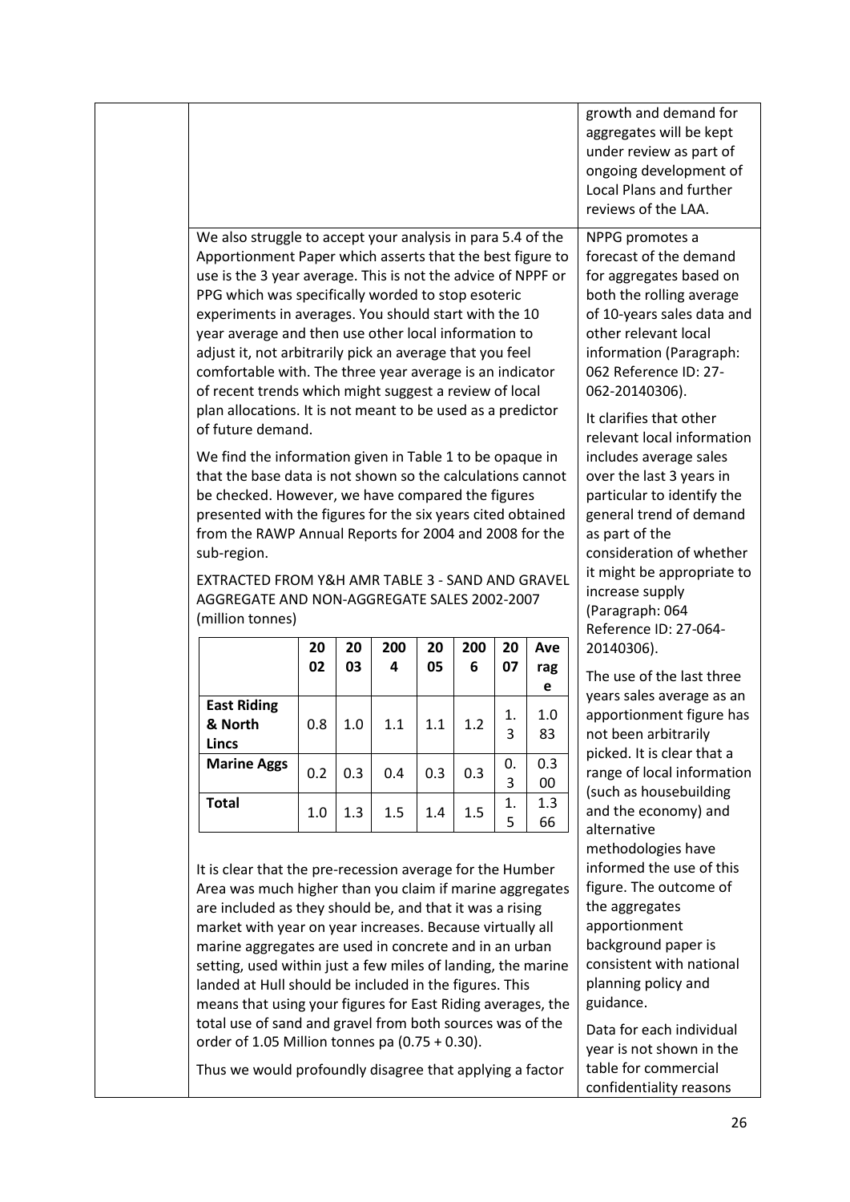| | | |
|---|---|---|
| | | growth and demand for aggregates will be kept under review as part of ongoing development of Local Plans and further reviews of the LAA. |
| | We also struggle to accept your analysis in para 5.4 of the Apportionment Paper which asserts that the best figure to use is the 3 year average. This is not the advice of NPPF or PPG which was specifically worded to stop esoteric experiments in averages. You should start with the 10 year average and then use other local information to adjust it, not arbitrarily pick an average that you feel comfortable with. The three year average is an indicator of recent trends which might suggest a review of local plan allocations. It is not meant to be used as a predictor of future demand.<br><br>We find the information given in Table 1 to be opaque in that the base data is not shown so the calculations cannot be checked. However, we have compared the figures presented with the figures for the six years cited obtained from the RAWP Annual Reports for 2004 and 2008 for the sub-region.<br><br>EXTRACTED FROM Y&H AMR TABLE 3 - SAND AND GRAVEL AGGREGATE AND NON-AGGREGATE SALES 2002-2007 (million tonnes)<br><br>(see table below)<br><br>It is clear that the pre-recession average for the Humber Area was much higher than you claim if marine aggregates are included as they should be, and that it was a rising market with year on year increases. Because virtually all marine aggregates are used in concrete and in an urban setting, used within just a few miles of landing, the marine landed at Hull should be included in the figures. This means that using your figures for East Riding averages, the total use of sand and gravel from both sources was of the order of 1.05 Million tonnes pa (0.75 + 0.30).<br><br>Thus we would profoundly disagree that applying a factor | NPPG promotes a forecast of the demand for aggregates based on both the rolling average of 10-years sales data and other relevant local information (Paragraph: 062 Reference ID: 27-062-20140306).<br><br>It clarifies that other relevant local information includes average sales over the last 3 years in particular to identify the general trend of demand as part of the consideration of whether it might be appropriate to increase supply (Paragraph: 064 Reference ID: 27-064-20140306).<br><br>The use of the last three years sales average as an apportionment figure has not been arbitrarily picked. It is clear that a range of local information (such as housebuilding and the economy) and alternative methodologies have informed the use of this figure. The outcome of the aggregates apportionment background paper is consistent with national planning policy and guidance.<br><br>Data for each individual year is not shown in the table for commercial confidentiality reasons |

| | 2002 | 2003 | 2004 | 2005 | 2006 | 2007 | Average |
|---|---|---|---|---|---|---|---|
| **East Riding & North Lincs** | 0.8 | 1.0 | 1.1 | 1.1 | 1.2 | 1.3 | 1.083 |
| **Marine Aggs** | 0.2 | 0.3 | 0.4 | 0.3 | 0.3 | 0.3 | 0.300 |
| **Total** | 1.0 | 1.3 | 1.5 | 1.4 | 1.5 | 1.5 | 1.366 |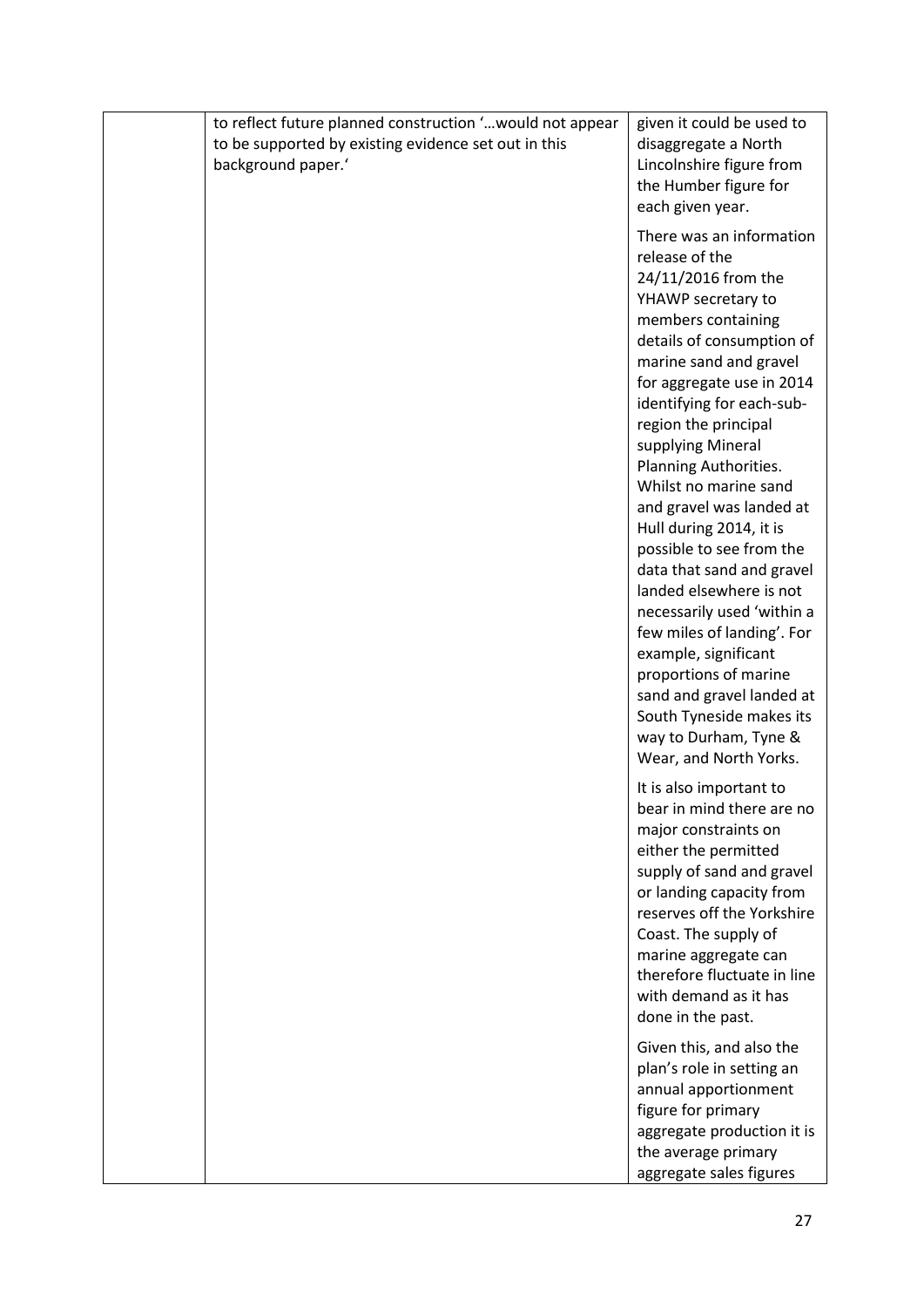|  |  |  |
|---|---|---|
|  | to reflect future planned construction '…would not appear to be supported by existing evidence set out in this background paper.' | given it could be used to disaggregate a North Lincolnshire figure from the Humber figure for each given year.<br><br>There was an information release of the 24/11/2016 from the YHAWP secretary to members containing details of consumption of marine sand and gravel for aggregate use in 2014 identifying for each-sub-region the principal supplying Mineral Planning Authorities. Whilst no marine sand and gravel was landed at Hull during 2014, it is possible to see from the data that sand and gravel landed elsewhere is not necessarily used 'within a few miles of landing'. For example, significant proportions of marine sand and gravel landed at South Tyneside makes its way to Durham, Tyne & Wear, and North Yorks.<br><br>It is also important to bear in mind there are no major constraints on either the permitted supply of sand and gravel or landing capacity from reserves off the Yorkshire Coast. The supply of marine aggregate can therefore fluctuate in line with demand as it has done in the past.<br><br>Given this, and also the plan's role in setting an annual apportionment figure for primary aggregate production it is the average primary aggregate sales figures |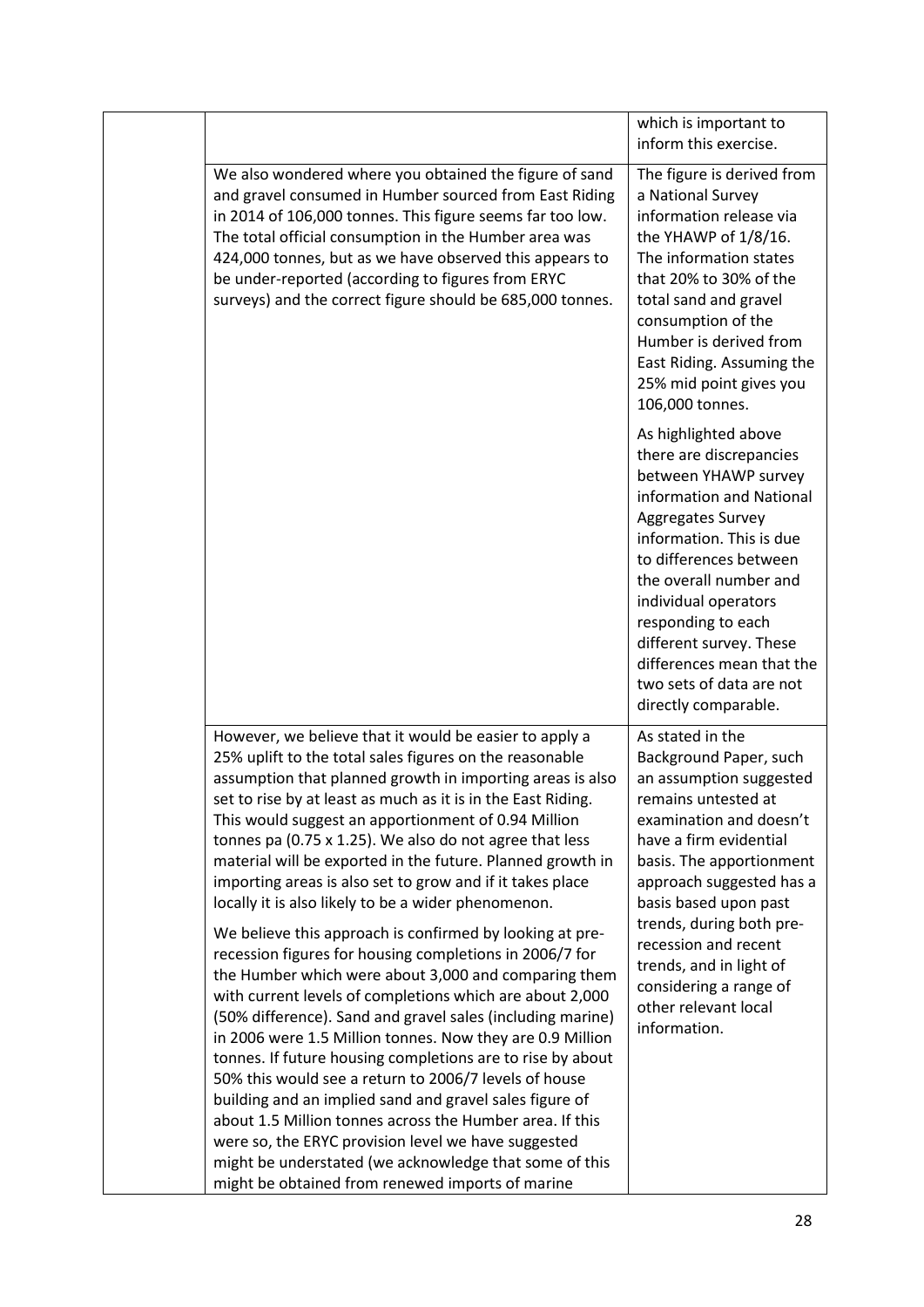| | | |
|---|---|---|
| | | which is important to inform this exercise. |
| | We also wondered where you obtained the figure of sand and gravel consumed in Humber sourced from East Riding in 2014 of 106,000 tonnes. This figure seems far too low. The total official consumption in the Humber area was 424,000 tonnes, but as we have observed this appears to be under-reported (according to figures from ERYC surveys) and the correct figure should be 685,000 tonnes. | The figure is derived from a National Survey information release via the YHAWP of 1/8/16. The information states that 20% to 30% of the total sand and gravel consumption of the Humber is derived from East Riding. Assuming the 25% mid point gives you 106,000 tonnes.<br><br>As highlighted above there are discrepancies between YHAWP survey information and National Aggregates Survey information. This is due to differences between the overall number and individual operators responding to each different survey. These differences mean that the two sets of data are not directly comparable. |
| | However, we believe that it would be easier to apply a 25% uplift to the total sales figures on the reasonable assumption that planned growth in importing areas is also set to rise by at least as much as it is in the East Riding. This would suggest an apportionment of 0.94 Million tonnes pa (0.75 x 1.25). We also do not agree that less material will be exported in the future. Planned growth in importing areas is also set to grow and if it takes place locally it is also likely to be a wider phenomenon.<br><br>We believe this approach is confirmed by looking at pre-recession figures for housing completions in 2006/7 for the Humber which were about 3,000 and comparing them with current levels of completions which are about 2,000 (50% difference). Sand and gravel sales (including marine) in 2006 were 1.5 Million tonnes. Now they are 0.9 Million tonnes. If future housing completions are to rise by about 50% this would see a return to 2006/7 levels of house building and an implied sand and gravel sales figure of about 1.5 Million tonnes across the Humber area. If this were so, the ERYC provision level we have suggested might be understated (we acknowledge that some of this might be obtained from renewed imports of marine | As stated in the Background Paper, such an assumption suggested remains untested at examination and doesn't have a firm evidential basis. The apportionment approach suggested has a basis based upon past trends, during both pre-recession and recent trends, and in light of considering a range of other relevant local information. |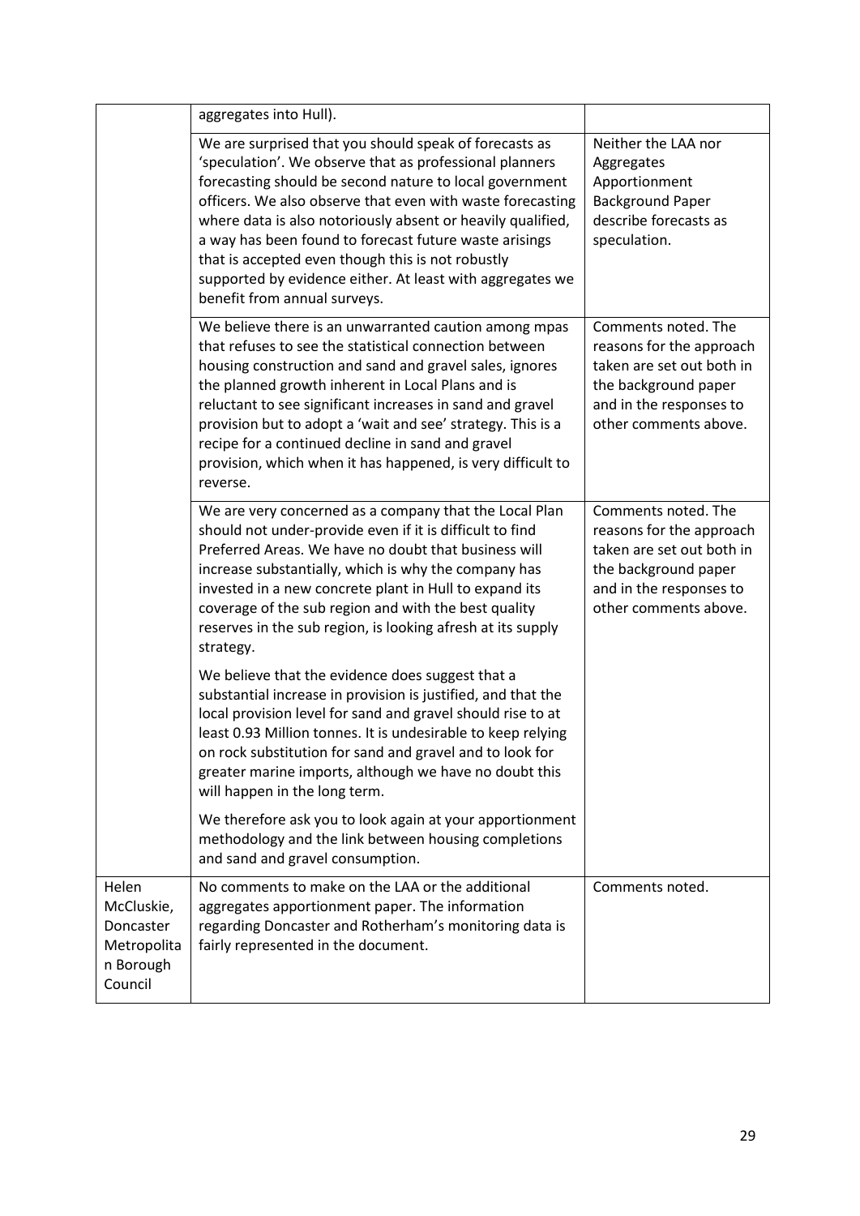| | | |
|---|---|---|
| | aggregates into Hull). | |
| | We are surprised that you should speak of forecasts as 'speculation'. We observe that as professional planners forecasting should be second nature to local government officers. We also observe that even with waste forecasting where data is also notoriously absent or heavily qualified, a way has been found to forecast future waste arisings that is accepted even though this is not robustly supported by evidence either. At least with aggregates we benefit from annual surveys. | Neither the LAA nor Aggregates Apportionment Background Paper describe forecasts as speculation. |
| | We believe there is an unwarranted caution among mpas that refuses to see the statistical connection between housing construction and sand and gravel sales, ignores the planned growth inherent in Local Plans and is reluctant to see significant increases in sand and gravel provision but to adopt a 'wait and see' strategy. This is a recipe for a continued decline in sand and gravel provision, which when it has happened, is very difficult to reverse. | Comments noted. The reasons for the approach taken are set out both in the background paper and in the responses to other comments above. |
| | We are very concerned as a company that the Local Plan should not under-provide even if it is difficult to find Preferred Areas. We have no doubt that business will increase substantially, which is why the company has invested in a new concrete plant in Hull to expand its coverage of the sub region and with the best quality reserves in the sub region, is looking afresh at its supply strategy.<br><br>We believe that the evidence does suggest that a substantial increase in provision is justified, and that the local provision level for sand and gravel should rise to at least 0.93 Million tonnes. It is undesirable to keep relying on rock substitution for sand and gravel and to look for greater marine imports, although we have no doubt this will happen in the long term.<br><br>We therefore ask you to look again at your apportionment methodology and the link between housing completions and sand and gravel consumption. | Comments noted. The reasons for the approach taken are set out both in the background paper and in the responses to other comments above. |
| Helen McCluskie, Doncaster Metropolitan Borough Council | No comments to make on the LAA or the additional aggregates apportionment paper. The information regarding Doncaster and Rotherham's monitoring data is fairly represented in the document. | Comments noted. |